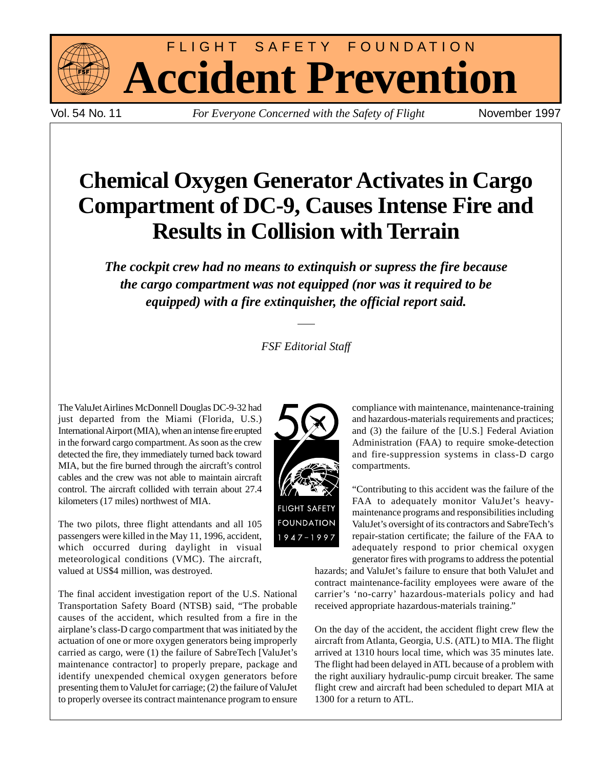# FLIGHT SAFETY FOUNDATION
# Accident Prevention

Vol. 54 No. 11 — *For Everyone Concerned with the Safety of Flight* — November 1997

## Chemical Oxygen Generator Activates in Cargo Compartment of DC-9, Causes Intense Fire and Results in Collision with Terrain

***The cockpit crew had no means to extinquish or supress the fire because the cargo compartment was not equipped (nor was it required to be equipped) with a fire extinquisher, the official report said.***

*FSF Editorial Staff*

The ValuJet Airlines McDonnell Douglas DC-9-32 had just departed from the Miami (Florida, U.S.) International Airport (MIA), when an intense fire erupted in the forward cargo compartment. As soon as the crew detected the fire, they immediately turned back toward MIA, but the fire burned through the aircraft's control cables and the crew was not able to maintain aircraft control. The aircraft collided with terrain about 27.4 kilometers (17 miles) northwest of MIA.

The two pilots, three flight attendants and all 105 passengers were killed in the May 11, 1996, accident, which occurred during daylight in visual meteorological conditions (VMC). The aircraft, valued at US$4 million, was destroyed.

The final accident investigation report of the U.S. National Transportation Safety Board (NTSB) said, "The probable causes of the accident, which resulted from a fire in the airplane's class-D cargo compartment that was initiated by the actuation of one or more oxygen generators being improperly carried as cargo, were (1) the failure of SabreTech [ValuJet's maintenance contractor] to properly prepare, package and identify unexpended chemical oxygen generators before presenting them to ValuJet for carriage; (2) the failure of ValuJet to properly oversee its contract maintenance program to ensure compliance with maintenance, maintenance-training and hazardous-materials requirements and practices; and (3) the failure of the [U.S.] Federal Aviation Administration (FAA) to require smoke-detection and fire-suppression systems in class-D cargo compartments.

"Contributing to this accident was the failure of the FAA to adequately monitor ValuJet's heavy-maintenance programs and responsibilities including ValuJet's oversight of its contractors and SabreTech's repair-station certificate; the failure of the FAA to adequately respond to prior chemical oxygen generator fires with programs to address the potential hazards; and ValuJet's failure to ensure that both ValuJet and contract maintenance-facility employees were aware of the carrier's 'no-carry' hazardous-materials policy and had received appropriate hazardous-materials training."

On the day of the accident, the accident flight crew flew the aircraft from Atlanta, Georgia, U.S. (ATL) to MIA. The flight arrived at 1310 hours local time, which was 35 minutes late. The flight had been delayed in ATL because of a problem with the right auxiliary hydraulic-pump circuit breaker. The same flight crew and aircraft had been scheduled to depart MIA at 1300 for a return to ATL.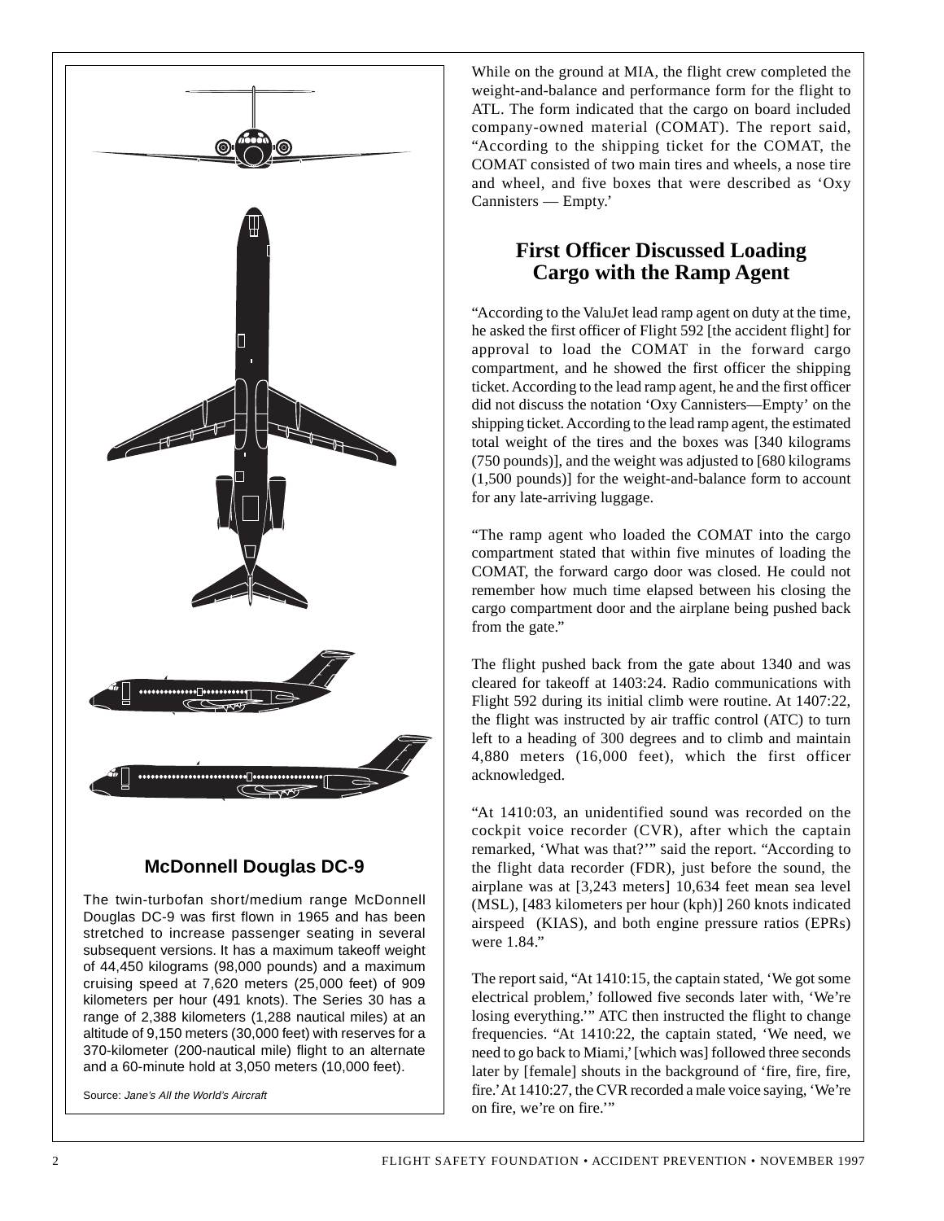## McDonnell Douglas DC-9

The twin-turbofan short/medium range McDonnell Douglas DC-9 was first flown in 1965 and has been stretched to increase passenger seating in several subsequent versions. It has a maximum takeoff weight of 44,450 kilograms (98,000 pounds) and a maximum cruising speed at 7,620 meters (25,000 feet) of 909 kilometers per hour (491 knots). The Series 30 has a range of 2,388 kilometers (1,288 nautical miles) at an altitude of 9,150 meters (30,000 feet) with reserves for a 370-kilometer (200-nautical mile) flight to an alternate and a 60-minute hold at 3,050 meters (10,000 feet).

Source: *Jane's All the World's Aircraft*

While on the ground at MIA, the flight crew completed the weight-and-balance and performance form for the flight to ATL. The form indicated that the cargo on board included company-owned material (COMAT). The report said, "According to the shipping ticket for the COMAT, the COMAT consisted of two main tires and wheels, a nose tire and wheel, and five boxes that were described as 'Oxy Cannisters — Empty.'

## First Officer Discussed Loading Cargo with the Ramp Agent

"According to the ValuJet lead ramp agent on duty at the time, he asked the first officer of Flight 592 [the accident flight] for approval to load the COMAT in the forward cargo compartment, and he showed the first officer the shipping ticket. According to the lead ramp agent, he and the first officer did not discuss the notation 'Oxy Cannisters—Empty' on the shipping ticket. According to the lead ramp agent, the estimated total weight of the tires and the boxes was [340 kilograms (750 pounds)], and the weight was adjusted to [680 kilograms (1,500 pounds)] for the weight-and-balance form to account for any late-arriving luggage.

"The ramp agent who loaded the COMAT into the cargo compartment stated that within five minutes of loading the COMAT, the forward cargo door was closed. He could not remember how much time elapsed between his closing the cargo compartment door and the airplane being pushed back from the gate."

The flight pushed back from the gate about 1340 and was cleared for takeoff at 1403:24. Radio communications with Flight 592 during its initial climb were routine. At 1407:22, the flight was instructed by air traffic control (ATC) to turn left to a heading of 300 degrees and to climb and maintain 4,880 meters (16,000 feet), which the first officer acknowledged.

"At 1410:03, an unidentified sound was recorded on the cockpit voice recorder (CVR), after which the captain remarked, 'What was that?'" said the report. "According to the flight data recorder (FDR), just before the sound, the airplane was at [3,243 meters] 10,634 feet mean sea level (MSL), [483 kilometers per hour (kph)] 260 knots indicated airspeed (KIAS), and both engine pressure ratios (EPRs) were 1.84."

The report said, "At 1410:15, the captain stated, 'We got some electrical problem,' followed five seconds later with, 'We're losing everything.'" ATC then instructed the flight to change frequencies. "At 1410:22, the captain stated, 'We need, we need to go back to Miami,' [which was] followed three seconds later by [female] shouts in the background of 'fire, fire, fire, fire.' At 1410:27, the CVR recorded a male voice saying, 'We're on fire, we're on fire.'"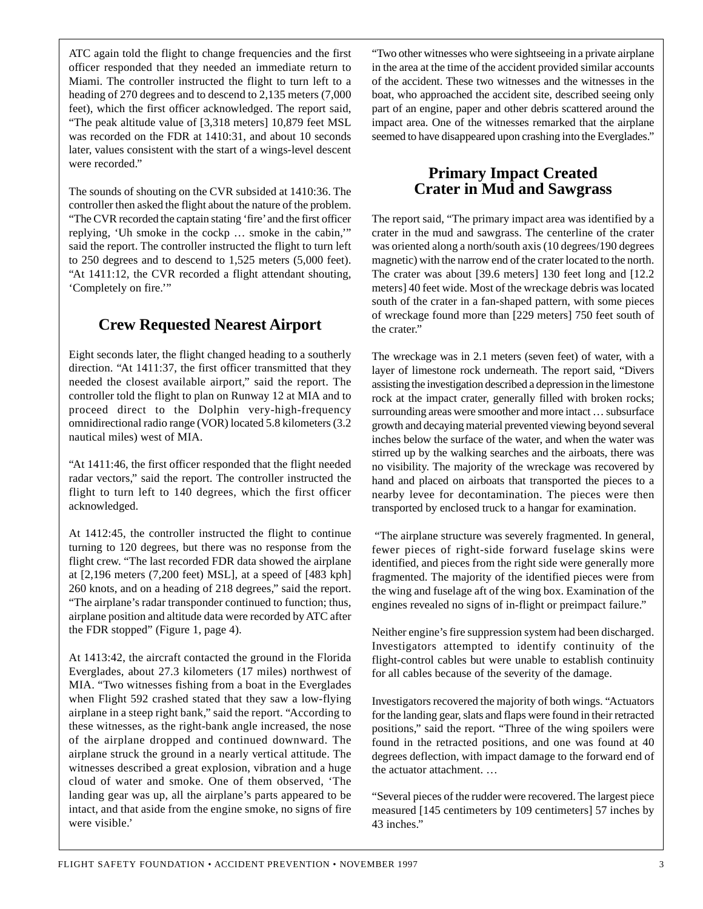ATC again told the flight to change frequencies and the first officer responded that they needed an immediate return to Miami. The controller instructed the flight to turn left to a heading of 270 degrees and to descend to 2,135 meters (7,000 feet), which the first officer acknowledged. The report said, "The peak altitude value of [3,318 meters] 10,879 feet MSL was recorded on the FDR at 1410:31, and about 10 seconds later, values consistent with the start of a wings-level descent were recorded."

The sounds of shouting on the CVR subsided at 1410:36. The controller then asked the flight about the nature of the problem. "The CVR recorded the captain stating 'fire' and the first officer replying, 'Uh smoke in the cockp … smoke in the cabin,'" said the report. The controller instructed the flight to turn left to 250 degrees and to descend to 1,525 meters (5,000 feet). "At 1411:12, the CVR recorded a flight attendant shouting, 'Completely on fire.'"

## Crew Requested Nearest Airport

Eight seconds later, the flight changed heading to a southerly direction. "At 1411:37, the first officer transmitted that they needed the closest available airport," said the report. The controller told the flight to plan on Runway 12 at MIA and to proceed direct to the Dolphin very-high-frequency omnidirectional radio range (VOR) located 5.8 kilometers (3.2 nautical miles) west of MIA.

"At 1411:46, the first officer responded that the flight needed radar vectors," said the report. The controller instructed the flight to turn left to 140 degrees, which the first officer acknowledged.

At 1412:45, the controller instructed the flight to continue turning to 120 degrees, but there was no response from the flight crew. "The last recorded FDR data showed the airplane at [2,196 meters (7,200 feet) MSL], at a speed of [483 kph] 260 knots, and on a heading of 218 degrees," said the report. "The airplane's radar transponder continued to function; thus, airplane position and altitude data were recorded by ATC after the FDR stopped" (Figure 1, page 4).

At 1413:42, the aircraft contacted the ground in the Florida Everglades, about 27.3 kilometers (17 miles) northwest of MIA. "Two witnesses fishing from a boat in the Everglades when Flight 592 crashed stated that they saw a low-flying airplane in a steep right bank," said the report. "According to these witnesses, as the right-bank angle increased, the nose of the airplane dropped and continued downward. The airplane struck the ground in a nearly vertical attitude. The witnesses described a great explosion, vibration and a huge cloud of water and smoke. One of them observed, 'The landing gear was up, all the airplane's parts appeared to be intact, and that aside from the engine smoke, no signs of fire were visible.'

"Two other witnesses who were sightseeing in a private airplane in the area at the time of the accident provided similar accounts of the accident. These two witnesses and the witnesses in the boat, who approached the accident site, described seeing only part of an engine, paper and other debris scattered around the impact area. One of the witnesses remarked that the airplane seemed to have disappeared upon crashing into the Everglades."

## Primary Impact Created Crater in Mud and Sawgrass

The report said, "The primary impact area was identified by a crater in the mud and sawgrass. The centerline of the crater was oriented along a north/south axis (10 degrees/190 degrees magnetic) with the narrow end of the crater located to the north. The crater was about [39.6 meters] 130 feet long and [12.2 meters] 40 feet wide. Most of the wreckage debris was located south of the crater in a fan-shaped pattern, with some pieces of wreckage found more than [229 meters] 750 feet south of the crater."

The wreckage was in 2.1 meters (seven feet) of water, with a layer of limestone rock underneath. The report said, "Divers assisting the investigation described a depression in the limestone rock at the impact crater, generally filled with broken rocks; surrounding areas were smoother and more intact … subsurface growth and decaying material prevented viewing beyond several inches below the surface of the water, and when the water was stirred up by the walking searches and the airboats, there was no visibility. The majority of the wreckage was recovered by hand and placed on airboats that transported the pieces to a nearby levee for decontamination. The pieces were then transported by enclosed truck to a hangar for examination.

"The airplane structure was severely fragmented. In general, fewer pieces of right-side forward fuselage skins were identified, and pieces from the right side were generally more fragmented. The majority of the identified pieces were from the wing and fuselage aft of the wing box. Examination of the engines revealed no signs of in-flight or preimpact failure."

Neither engine's fire suppression system had been discharged. Investigators attempted to identify continuity of the flight-control cables but were unable to establish continuity for all cables because of the severity of the damage.

Investigators recovered the majority of both wings. "Actuators for the landing gear, slats and flaps were found in their retracted positions," said the report. "Three of the wing spoilers were found in the retracted positions, and one was found at 40 degrees deflection, with impact damage to the forward end of the actuator attachment. …

"Several pieces of the rudder were recovered. The largest piece measured [145 centimeters by 109 centimeters] 57 inches by 43 inches."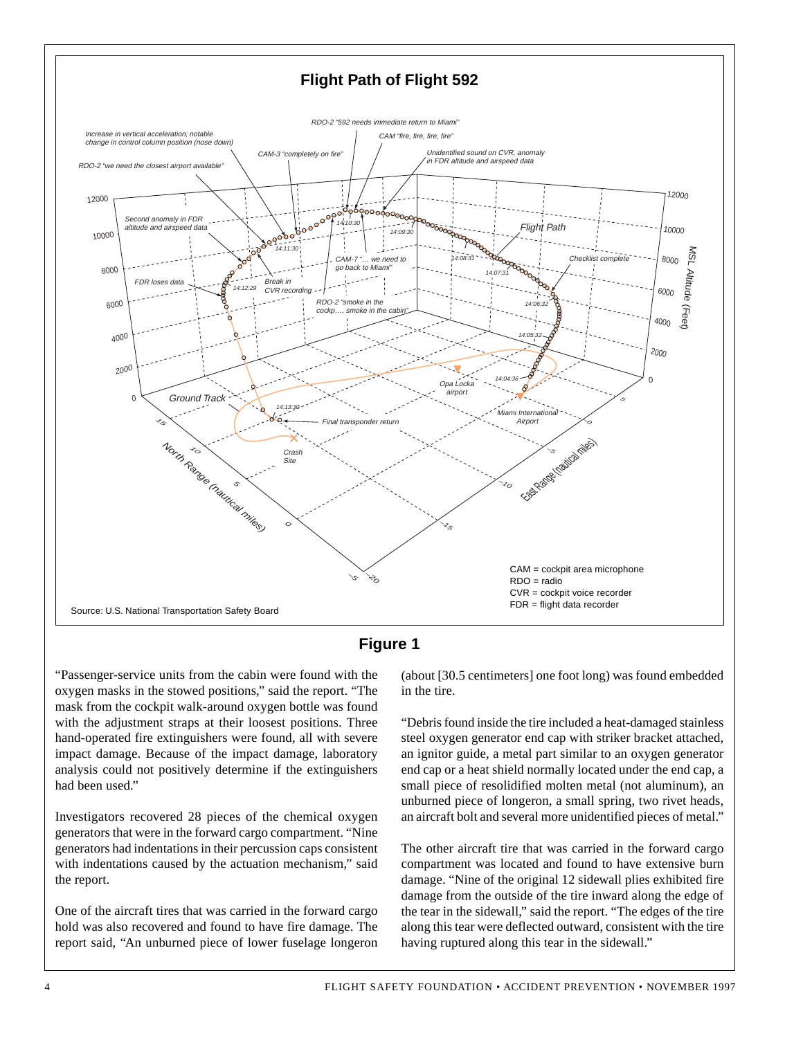**Flight Path of Flight 592**

Source: U.S. National Transportation Safety Board

CAM = cockpit area microphone
RDO = radio
CVR = cockpit voice recorder
FDR = flight data recorder

## Figure 1

"Passenger-service units from the cabin were found with the oxygen masks in the stowed positions," said the report. "The mask from the cockpit walk-around oxygen bottle was found with the adjustment straps at their loosest positions. Three hand-operated fire extinguishers were found, all with severe impact damage. Because of the impact damage, laboratory analysis could not positively determine if the extinguishers had been used."

Investigators recovered 28 pieces of the chemical oxygen generators that were in the forward cargo compartment. "Nine generators had indentations in their percussion caps consistent with indentations caused by the actuation mechanism," said the report.

One of the aircraft tires that was carried in the forward cargo hold was also recovered and found to have fire damage. The report said, "An unburned piece of lower fuselage longeron (about [30.5 centimeters] one foot long) was found embedded in the tire.

"Debris found inside the tire included a heat-damaged stainless steel oxygen generator end cap with striker bracket attached, an ignitor guide, a metal part similar to an oxygen generator end cap or a heat shield normally located under the end cap, a small piece of resolidified molten metal (not aluminum), an unburned piece of longeron, a small spring, two rivet heads, an aircraft bolt and several more unidentified pieces of metal."

The other aircraft tire that was carried in the forward cargo compartment was located and found to have extensive burn damage. "Nine of the original 12 sidewall plies exhibited fire damage from the outside of the tire inward along the edge of the tear in the sidewall," said the report. "The edges of the tire along this tear were deflected outward, consistent with the tire having ruptured along this tear in the sidewall."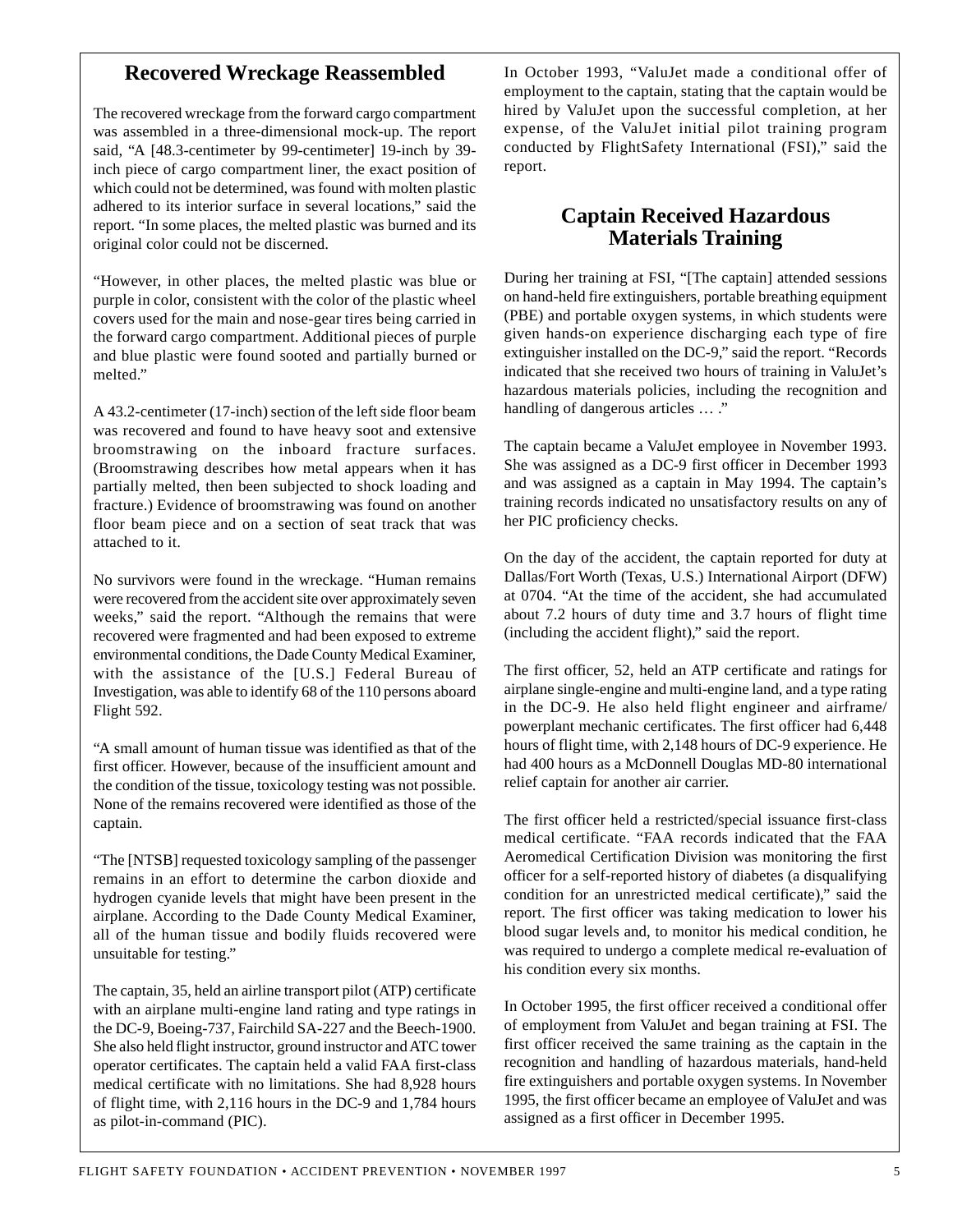## Recovered Wreckage Reassembled

The recovered wreckage from the forward cargo compartment was assembled in a three-dimensional mock-up. The report said, "A [48.3-centimeter by 99-centimeter] 19-inch by 39-inch piece of cargo compartment liner, the exact position of which could not be determined, was found with molten plastic adhered to its interior surface in several locations," said the report. "In some places, the melted plastic was burned and its original color could not be discerned.

"However, in other places, the melted plastic was blue or purple in color, consistent with the color of the plastic wheel covers used for the main and nose-gear tires being carried in the forward cargo compartment. Additional pieces of purple and blue plastic were found sooted and partially burned or melted."

A 43.2-centimeter (17-inch) section of the left side floor beam was recovered and found to have heavy soot and extensive broomstrawing on the inboard fracture surfaces. (Broomstrawing describes how metal appears when it has partially melted, then been subjected to shock loading and fracture.) Evidence of broomstrawing was found on another floor beam piece and on a section of seat track that was attached to it.

No survivors were found in the wreckage. "Human remains were recovered from the accident site over approximately seven weeks," said the report. "Although the remains that were recovered were fragmented and had been exposed to extreme environmental conditions, the Dade County Medical Examiner, with the assistance of the [U.S.] Federal Bureau of Investigation, was able to identify 68 of the 110 persons aboard Flight 592.

"A small amount of human tissue was identified as that of the first officer. However, because of the insufficient amount and the condition of the tissue, toxicology testing was not possible. None of the remains recovered were identified as those of the captain.

"The [NTSB] requested toxicology sampling of the passenger remains in an effort to determine the carbon dioxide and hydrogen cyanide levels that might have been present in the airplane. According to the Dade County Medical Examiner, all of the human tissue and bodily fluids recovered were unsuitable for testing."

The captain, 35, held an airline transport pilot (ATP) certificate with an airplane multi-engine land rating and type ratings in the DC-9, Boeing-737, Fairchild SA-227 and the Beech-1900. She also held flight instructor, ground instructor and ATC tower operator certificates. The captain held a valid FAA first-class medical certificate with no limitations. She had 8,928 hours of flight time, with 2,116 hours in the DC-9 and 1,784 hours as pilot-in-command (PIC).

In October 1993, "ValuJet made a conditional offer of employment to the captain, stating that the captain would be hired by ValuJet upon the successful completion, at her expense, of the ValuJet initial pilot training program conducted by FlightSafety International (FSI)," said the report.

## Captain Received Hazardous Materials Training

During her training at FSI, "[The captain] attended sessions on hand-held fire extinguishers, portable breathing equipment (PBE) and portable oxygen systems, in which students were given hands-on experience discharging each type of fire extinguisher installed on the DC-9," said the report. "Records indicated that she received two hours of training in ValuJet's hazardous materials policies, including the recognition and handling of dangerous articles … ."

The captain became a ValuJet employee in November 1993. She was assigned as a DC-9 first officer in December 1993 and was assigned as a captain in May 1994. The captain's training records indicated no unsatisfactory results on any of her PIC proficiency checks.

On the day of the accident, the captain reported for duty at Dallas/Fort Worth (Texas, U.S.) International Airport (DFW) at 0704. "At the time of the accident, she had accumulated about 7.2 hours of duty time and 3.7 hours of flight time (including the accident flight)," said the report.

The first officer, 52, held an ATP certificate and ratings for airplane single-engine and multi-engine land, and a type rating in the DC-9. He also held flight engineer and airframe/powerplant mechanic certificates. The first officer had 6,448 hours of flight time, with 2,148 hours of DC-9 experience. He had 400 hours as a McDonnell Douglas MD-80 international relief captain for another air carrier.

The first officer held a restricted/special issuance first-class medical certificate. "FAA records indicated that the FAA Aeromedical Certification Division was monitoring the first officer for a self-reported history of diabetes (a disqualifying condition for an unrestricted medical certificate)," said the report. The first officer was taking medication to lower his blood sugar levels and, to monitor his medical condition, he was required to undergo a complete medical re-evaluation of his condition every six months.

In October 1995, the first officer received a conditional offer of employment from ValuJet and began training at FSI. The first officer received the same training as the captain in the recognition and handling of hazardous materials, hand-held fire extinguishers and portable oxygen systems. In November 1995, the first officer became an employee of ValuJet and was assigned as a first officer in December 1995.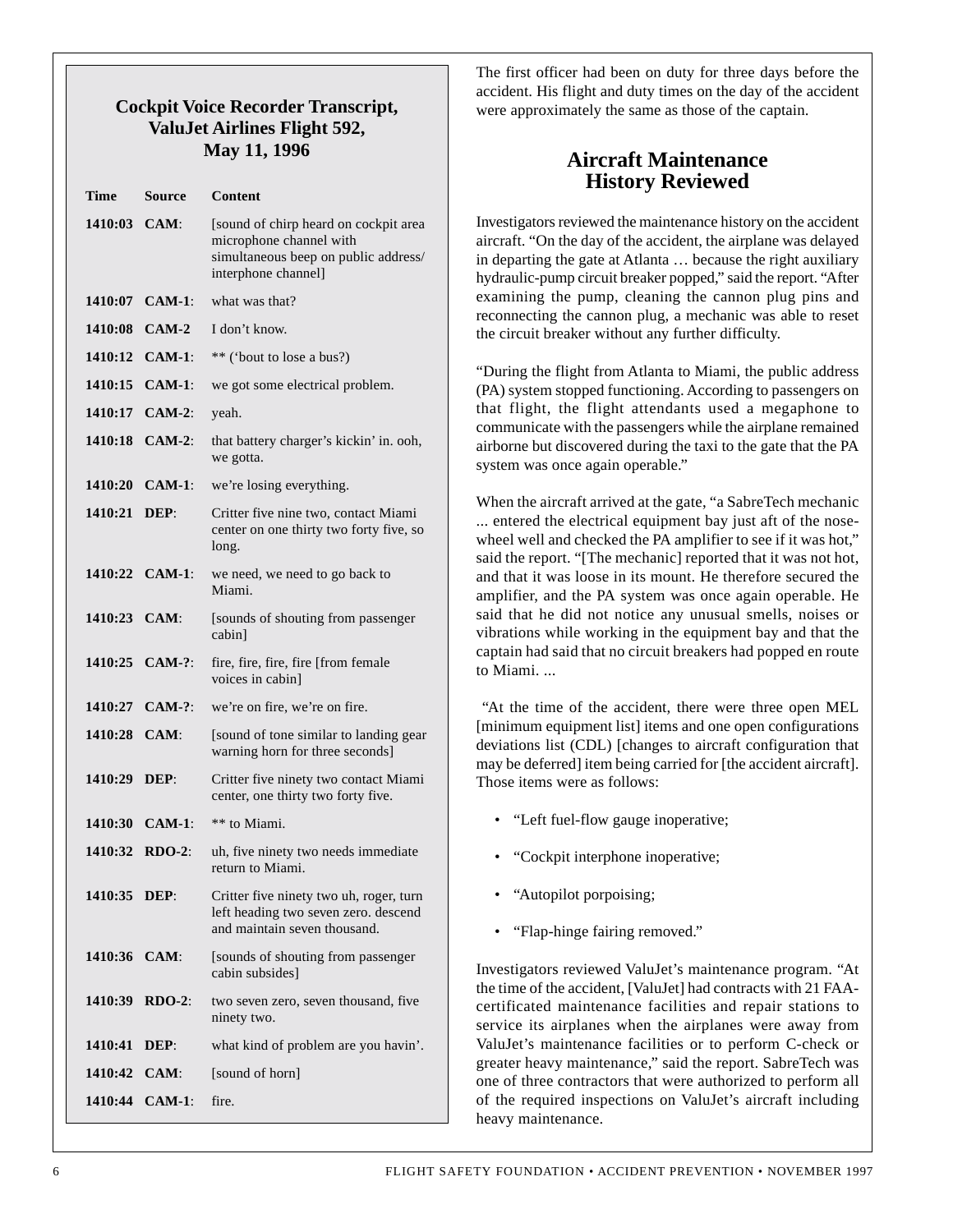### Cockpit Voice Recorder Transcript, ValuJet Airlines Flight 592, May 11, 1996

| Time | Source | Content |
|---|---|---|
| 1410:03 | CAM: | [sound of chirp heard on cockpit area microphone channel with simultaneous beep on public address/ interphone channel] |
| 1410:07 | CAM-1: | what was that? |
| 1410:08 | CAM-2 | I don't know. |
| 1410:12 | CAM-1: | ** ('bout to lose a bus?) |
| 1410:15 | CAM-1: | we got some electrical problem. |
| 1410:17 | CAM-2: | yeah. |
| 1410:18 | CAM-2: | that battery charger's kickin' in. ooh, we gotta. |
| 1410:20 | CAM-1: | we're losing everything. |
| 1410:21 | DEP: | Critter five nine two, contact Miami center on one thirty two forty five, so long. |
| 1410:22 | CAM-1: | we need, we need to go back to Miami. |
| 1410:23 | CAM: | [sounds of shouting from passenger cabin] |
| 1410:25 | CAM-?: | fire, fire, fire, fire [from female voices in cabin] |
| 1410:27 | CAM-?: | we're on fire, we're on fire. |
| 1410:28 | CAM: | [sound of tone similar to landing gear warning horn for three seconds] |
| 1410:29 | DEP: | Critter five ninety two contact Miami center, one thirty two forty five. |
| 1410:30 | CAM-1: | ** to Miami. |
| 1410:32 | RDO-2: | uh, five ninety two needs immediate return to Miami. |
| 1410:35 | DEP: | Critter five ninety two uh, roger, turn left heading two seven zero. descend and maintain seven thousand. |
| 1410:36 | CAM: | [sounds of shouting from passenger cabin subsides] |
| 1410:39 | RDO-2: | two seven zero, seven thousand, five ninety two. |
| 1410:41 | DEP: | what kind of problem are you havin'. |
| 1410:42 | CAM: | [sound of horn] |
| 1410:44 | CAM-1: | fire. |

The first officer had been on duty for three days before the accident. His flight and duty times on the day of the accident were approximately the same as those of the captain.

## Aircraft Maintenance History Reviewed

Investigators reviewed the maintenance history on the accident aircraft. "On the day of the accident, the airplane was delayed in departing the gate at Atlanta … because the right auxiliary hydraulic-pump circuit breaker popped," said the report. "After examining the pump, cleaning the cannon plug pins and reconnecting the cannon plug, a mechanic was able to reset the circuit breaker without any further difficulty.

"During the flight from Atlanta to Miami, the public address (PA) system stopped functioning. According to passengers on that flight, the flight attendants used a megaphone to communicate with the passengers while the airplane remained airborne but discovered during the taxi to the gate that the PA system was once again operable."

When the aircraft arrived at the gate, "a SabreTech mechanic ... entered the electrical equipment bay just aft of the nose-wheel well and checked the PA amplifier to see if it was hot," said the report. "[The mechanic] reported that it was not hot, and that it was loose in its mount. He therefore secured the amplifier, and the PA system was once again operable. He said that he did not notice any unusual smells, noises or vibrations while working in the equipment bay and that the captain had said that no circuit breakers had popped en route to Miami. ...

"At the time of the accident, there were three open MEL [minimum equipment list] items and one open configurations deviations list (CDL) [changes to aircraft configuration that may be deferred] item being carried for [the accident aircraft]. Those items were as follows:

- "Left fuel-flow gauge inoperative;
- "Cockpit interphone inoperative;
- "Autopilot porpoising;
- "Flap-hinge fairing removed."

Investigators reviewed ValuJet's maintenance program. "At the time of the accident, [ValuJet] had contracts with 21 FAA-certificated maintenance facilities and repair stations to service its airplanes when the airplanes were away from ValuJet's maintenance facilities or to perform C-check or greater heavy maintenance," said the report. SabreTech was one of three contractors that were authorized to perform all of the required inspections on ValuJet's aircraft including heavy maintenance.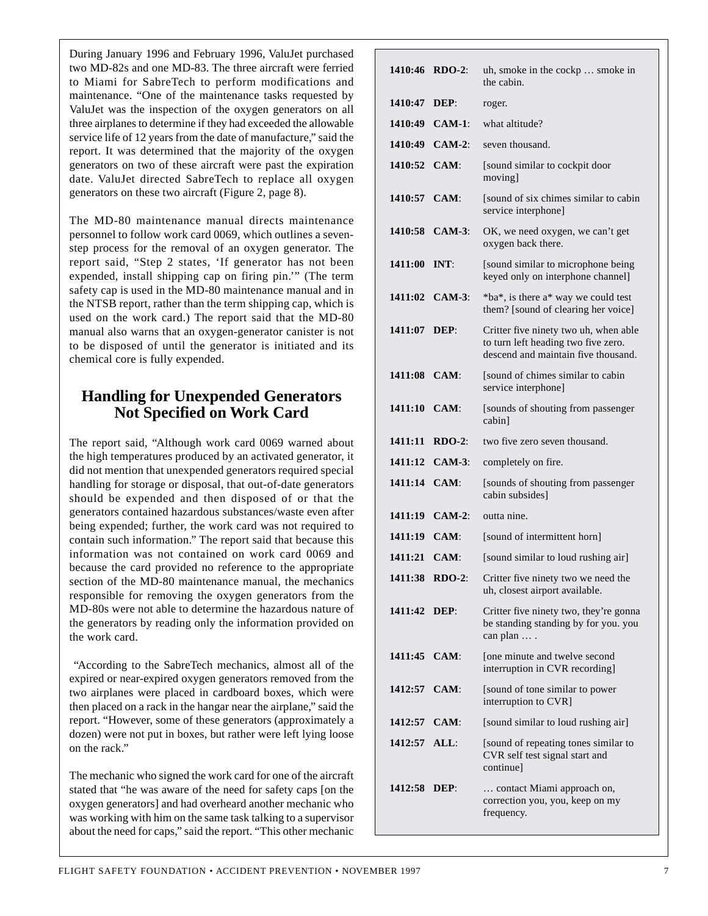During January 1996 and February 1996, ValuJet purchased two MD-82s and one MD-83. The three aircraft were ferried to Miami for SabreTech to perform modifications and maintenance. "One of the maintenance tasks requested by ValuJet was the inspection of the oxygen generators on all three airplanes to determine if they had exceeded the allowable service life of 12 years from the date of manufacture," said the report. It was determined that the majority of the oxygen generators on two of these aircraft were past the expiration date. ValuJet directed SabreTech to replace all oxygen generators on these two aircraft (Figure 2, page 8).

The MD-80 maintenance manual directs maintenance personnel to follow work card 0069, which outlines a seven-step process for the removal of an oxygen generator. The report said, "Step 2 states, 'If generator has not been expended, install shipping cap on firing pin.'" (The term safety cap is used in the MD-80 maintenance manual and in the NTSB report, rather than the term shipping cap, which is used on the work card.) The report said that the MD-80 manual also warns that an oxygen-generator canister is not to be disposed of until the generator is initiated and its chemical core is fully expended.

## Handling for Unexpended Generators Not Specified on Work Card

The report said, "Although work card 0069 warned about the high temperatures produced by an activated generator, it did not mention that unexpended generators required special handling for storage or disposal, that out-of-date generators should be expended and then disposed of or that the generators contained hazardous substances/waste even after being expended; further, the work card was not required to contain such information." The report said that because this information was not contained on work card 0069 and because the card provided no reference to the appropriate section of the MD-80 maintenance manual, the mechanics responsible for removing the oxygen generators from the MD-80s were not able to determine the hazardous nature of the generators by reading only the information provided on the work card.

"According to the SabreTech mechanics, almost all of the expired or near-expired oxygen generators removed from the two airplanes were placed in cardboard boxes, which were then placed on a rack in the hangar near the airplane," said the report. "However, some of these generators (approximately a dozen) were not put in boxes, but rather were left lying loose on the rack."

The mechanic who signed the work card for one of the aircraft stated that "he was aware of the need for safety caps [on the oxygen generators] and had overheard another mechanic who was working with him on the same task talking to a supervisor about the need for caps," said the report. "This other mechanic

| | | |
|---|---|---|
| **1410:46** | **RDO-2**: | uh, smoke in the cockp … smoke in the cabin. |
| **1410:47** | **DEP**: | roger. |
| **1410:49** | **CAM-1**: | what altitude? |
| **1410:49** | **CAM-2**: | seven thousand. |
| **1410:52** | **CAM**: | [sound similar to cockpit door moving] |
| **1410:57** | **CAM**: | [sound of six chimes similar to cabin service interphone] |
| **1410:58** | **CAM-3**: | OK, we need oxygen, we can't get oxygen back there. |
| **1411:00** | **INT**: | [sound similar to microphone being keyed only on interphone channel] |
| **1411:02** | **CAM-3**: | *ba*, is there a* way we could test them? [sound of clearing her voice] |
| **1411:07** | **DEP**: | Critter five ninety two uh, when able to turn left heading two five zero. descend and maintain five thousand. |
| **1411:08** | **CAM**: | [sound of chimes similar to cabin service interphone] |
| **1411:10** | **CAM**: | [sounds of shouting from passenger cabin] |
| **1411:11** | **RDO-2**: | two five zero seven thousand. |
| **1411:12** | **CAM-3**: | completely on fire. |
| **1411:14** | **CAM**: | [sounds of shouting from passenger cabin subsides] |
| **1411:19** | **CAM-2**: | outta nine. |
| **1411:19** | **CAM**: | [sound of intermittent horn] |
| **1411:21** | **CAM**: | [sound similar to loud rushing air] |
| **1411:38** | **RDO-2**: | Critter five ninety two we need the uh, closest airport available. |
| **1411:42** | **DEP**: | Critter five ninety two, they're gonna be standing standing by for you. you can plan … . |
| **1411:45** | **CAM**: | [one minute and twelve second interruption in CVR recording] |
| **1412:57** | **CAM**: | [sound of tone similar to power interruption to CVR] |
| **1412:57** | **CAM**: | [sound similar to loud rushing air] |
| **1412:57** | **ALL**: | [sound of repeating tones similar to CVR self test signal start and continue] |
| **1412:58** | **DEP**: | … contact Miami approach on, correction you, you, keep on my frequency. |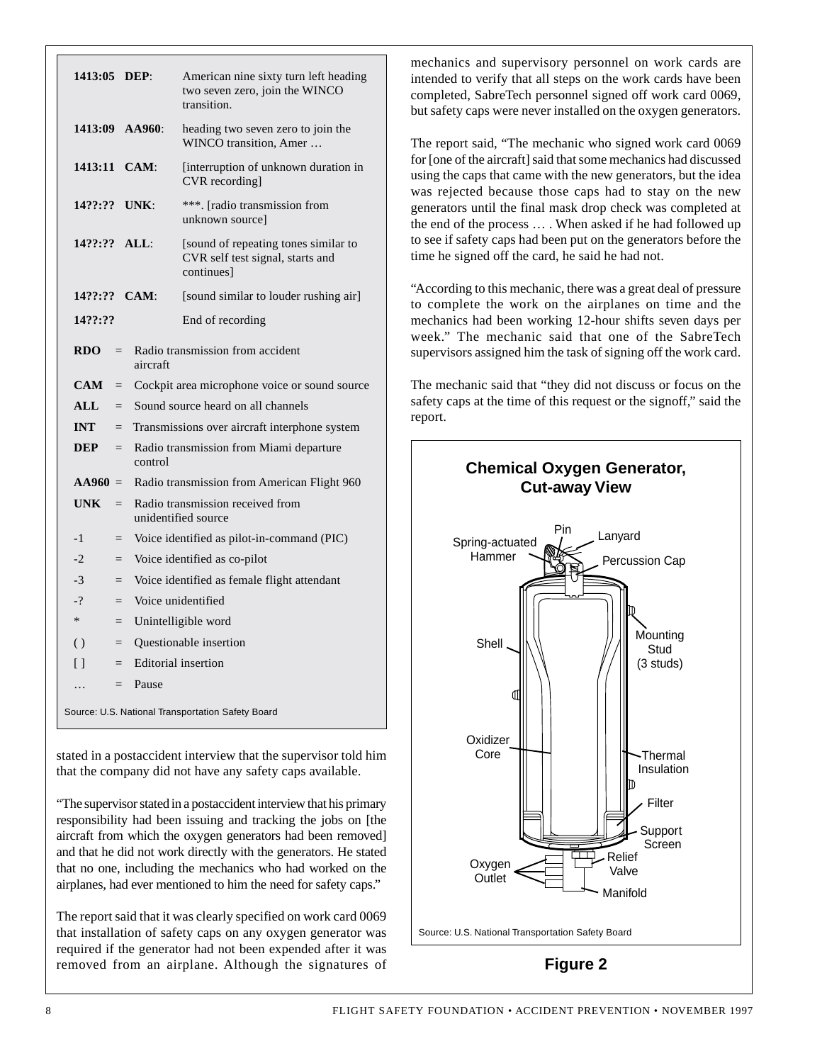| Time | Source | Content |
|---|---|---|
| 1413:05 | DEP: | American nine sixty turn left heading two seven zero, join the WINCO transition. |
| 1413:09 | AA960: | heading two seven zero to join the WINCO transition, Amer … |
| 1413:11 | CAM: | [interruption of unknown duration in CVR recording] |
| 14??:?? | UNK: | ***. [radio transmission from unknown source] |
| 14??:?? | ALL: | [sound of repeating tones similar to CVR self test signal, starts and continues] |
| 14??:?? | CAM: | [sound similar to louder rushing air] |
| 14??:?? | | End of recording |

| | | |
|---|---|---|
| RDO | = | Radio transmission from accident aircraft |
| CAM | = | Cockpit area microphone voice or sound source |
| ALL | = | Sound source heard on all channels |
| INT | = | Transmissions over aircraft interphone system |
| DEP | = | Radio transmission from Miami departure control |
| AA960 | = | Radio transmission from American Flight 960 |
| UNK | = | Radio transmission received from unidentified source |
| -1 | = | Voice identified as pilot-in-command (PIC) |
| -2 | = | Voice identified as co-pilot |
| -3 | = | Voice identified as female flight attendant |
| -? | = | Voice unidentified |
| * | = | Unintelligible word |
| ( ) | = | Questionable insertion |
| [ ] | = | Editorial insertion |
| … | = | Pause |

Source: U.S. National Transportation Safety Board

stated in a postaccident interview that the supervisor told him that the company did not have any safety caps available.

"The supervisor stated in a postaccident interview that his primary responsibility had been issuing and tracking the jobs on [the aircraft from which the oxygen generators had been removed] and that he did not work directly with the generators. He stated that no one, including the mechanics who had worked on the airplanes, had ever mentioned to him the need for safety caps."

The report said that it was clearly specified on work card 0069 that installation of safety caps on any oxygen generator was required if the generator had not been expended after it was removed from an airplane. Although the signatures of mechanics and supervisory personnel on work cards are intended to verify that all steps on the work cards have been completed, SabreTech personnel signed off work card 0069, but safety caps were never installed on the oxygen generators.

The report said, "The mechanic who signed work card 0069 for [one of the aircraft] said that some mechanics had discussed using the caps that came with the new generators, but the idea was rejected because those caps had to stay on the new generators until the final mask drop check was completed at the end of the process … . When asked if he had followed up to see if safety caps had been put on the generators before the time he signed off the card, he said he had not.

"According to this mechanic, there was a great deal of pressure to complete the work on the airplanes on time and the mechanics had been working 12-hour shifts seven days per week." The mechanic said that one of the SabreTech supervisors assigned him the task of signing off the work card.

The mechanic said that "they did not discuss or focus on the safety caps at the time of this request or the signoff," said the report.

**Chemical Oxygen Generator, Cut-away View**

Pin · Lanyard · Spring-actuated Hammer · Percussion Cap · Shell · Mounting Stud (3 studs) · Oxidizer Core · Thermal Insulation · Filter · Support Screen · Relief Valve · Oxygen Outlet · Manifold

Source: U.S. National Transportation Safety Board

**Figure 2**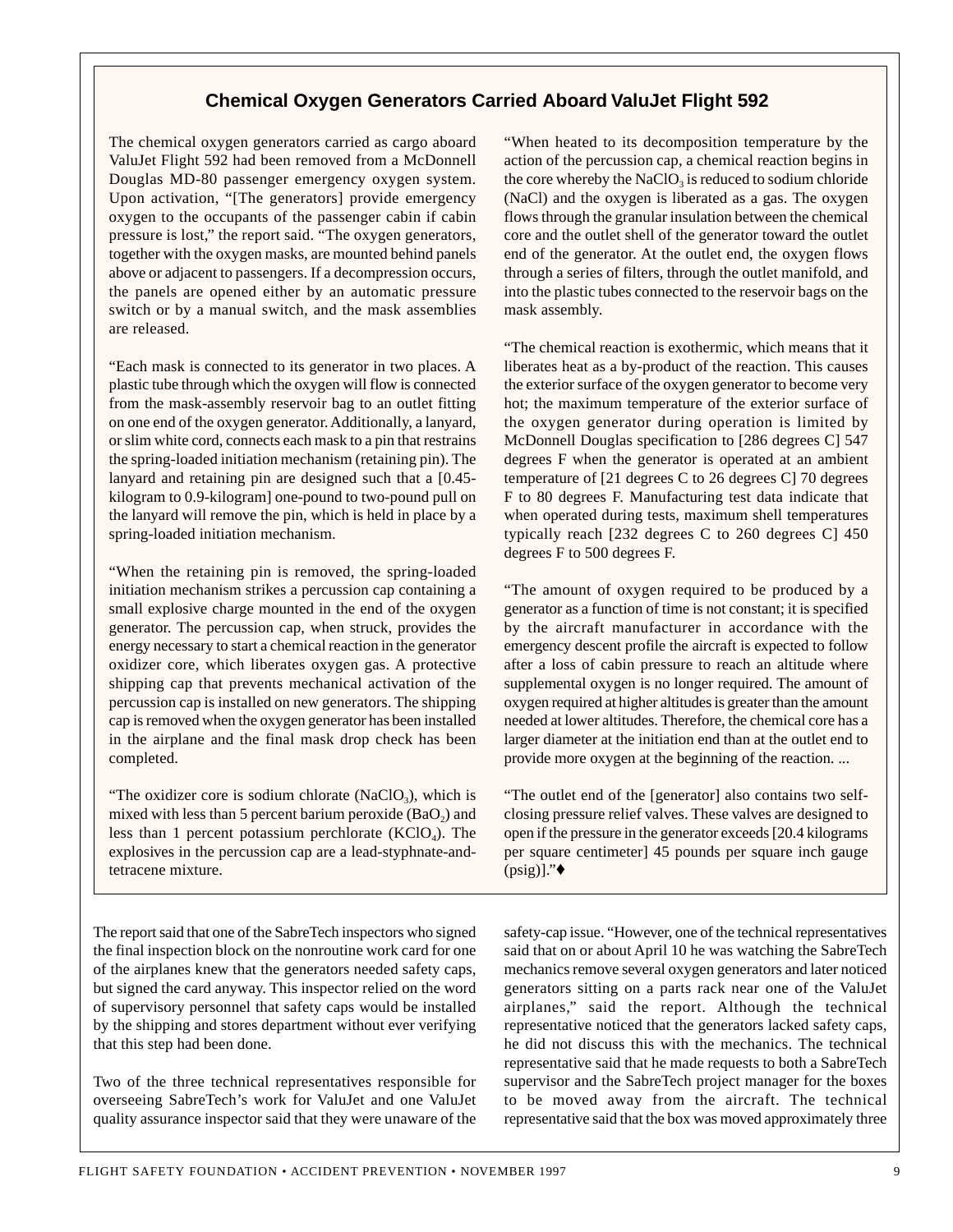## Chemical Oxygen Generators Carried Aboard ValuJet Flight 592

The chemical oxygen generators carried as cargo aboard ValuJet Flight 592 had been removed from a McDonnell Douglas MD-80 passenger emergency oxygen system. Upon activation, "[The generators] provide emergency oxygen to the occupants of the passenger cabin if cabin pressure is lost," the report said. "The oxygen generators, together with the oxygen masks, are mounted behind panels above or adjacent to passengers. If a decompression occurs, the panels are opened either by an automatic pressure switch or by a manual switch, and the mask assemblies are released.

"Each mask is connected to its generator in two places. A plastic tube through which the oxygen will flow is connected from the mask-assembly reservoir bag to an outlet fitting on one end of the oxygen generator. Additionally, a lanyard, or slim white cord, connects each mask to a pin that restrains the spring-loaded initiation mechanism (retaining pin). The lanyard and retaining pin are designed such that a [0.45-kilogram to 0.9-kilogram] one-pound to two-pound pull on the lanyard will remove the pin, which is held in place by a spring-loaded initiation mechanism.

"When the retaining pin is removed, the spring-loaded initiation mechanism strikes a percussion cap containing a small explosive charge mounted in the end of the oxygen generator. The percussion cap, when struck, provides the energy necessary to start a chemical reaction in the generator oxidizer core, which liberates oxygen gas. A protective shipping cap that prevents mechanical activation of the percussion cap is installed on new generators. The shipping cap is removed when the oxygen generator has been installed in the airplane and the final mask drop check has been completed.

"The oxidizer core is sodium chlorate ($NaClO_3$), which is mixed with less than 5 percent barium peroxide ($BaO_2$) and less than 1 percent potassium perchlorate ($KClO_4$). The explosives in the percussion cap are a lead-styphnate-and-tetracene mixture.

"When heated to its decomposition temperature by the action of the percussion cap, a chemical reaction begins in the core whereby the $NaClO_3$ is reduced to sodium chloride (NaCl) and the oxygen is liberated as a gas. The oxygen flows through the granular insulation between the chemical core and the outlet shell of the generator toward the outlet end of the generator. At the outlet end, the oxygen flows through a series of filters, through the outlet manifold, and into the plastic tubes connected to the reservoir bags on the mask assembly.

"The chemical reaction is exothermic, which means that it liberates heat as a by-product of the reaction. This causes the exterior surface of the oxygen generator to become very hot; the maximum temperature of the exterior surface of the oxygen generator during operation is limited by McDonnell Douglas specification to [286 degrees C] 547 degrees F when the generator is operated at an ambient temperature of [21 degrees C to 26 degrees C] 70 degrees F to 80 degrees F. Manufacturing test data indicate that when operated during tests, maximum shell temperatures typically reach [232 degrees C to 260 degrees C] 450 degrees F to 500 degrees F.

"The amount of oxygen required to be produced by a generator as a function of time is not constant; it is specified by the aircraft manufacturer in accordance with the emergency descent profile the aircraft is expected to follow after a loss of cabin pressure to reach an altitude where supplemental oxygen is no longer required. The amount of oxygen required at higher altitudes is greater than the amount needed at lower altitudes. Therefore, the chemical core has a larger diameter at the initiation end than at the outlet end to provide more oxygen at the beginning of the reaction. ...

"The outlet end of the [generator] also contains two self-closing pressure relief valves. These valves are designed to open if the pressure in the generator exceeds [20.4 kilograms per square centimeter] 45 pounds per square inch gauge (psig)]."♦

The report said that one of the SabreTech inspectors who signed the final inspection block on the nonroutine work card for one of the airplanes knew that the generators needed safety caps, but signed the card anyway. This inspector relied on the word of supervisory personnel that safety caps would be installed by the shipping and stores department without ever verifying that this step had been done.

Two of the three technical representatives responsible for overseeing SabreTech's work for ValuJet and one ValuJet quality assurance inspector said that they were unaware of the safety-cap issue. "However, one of the technical representatives said that on or about April 10 he was watching the SabreTech mechanics remove several oxygen generators and later noticed generators sitting on a parts rack near one of the ValuJet airplanes," said the report. Although the technical representative noticed that the generators lacked safety caps, he did not discuss this with the mechanics. The technical representative said that he made requests to both a SabreTech supervisor and the SabreTech project manager for the boxes to be moved away from the aircraft. The technical representative said that the box was moved approximately three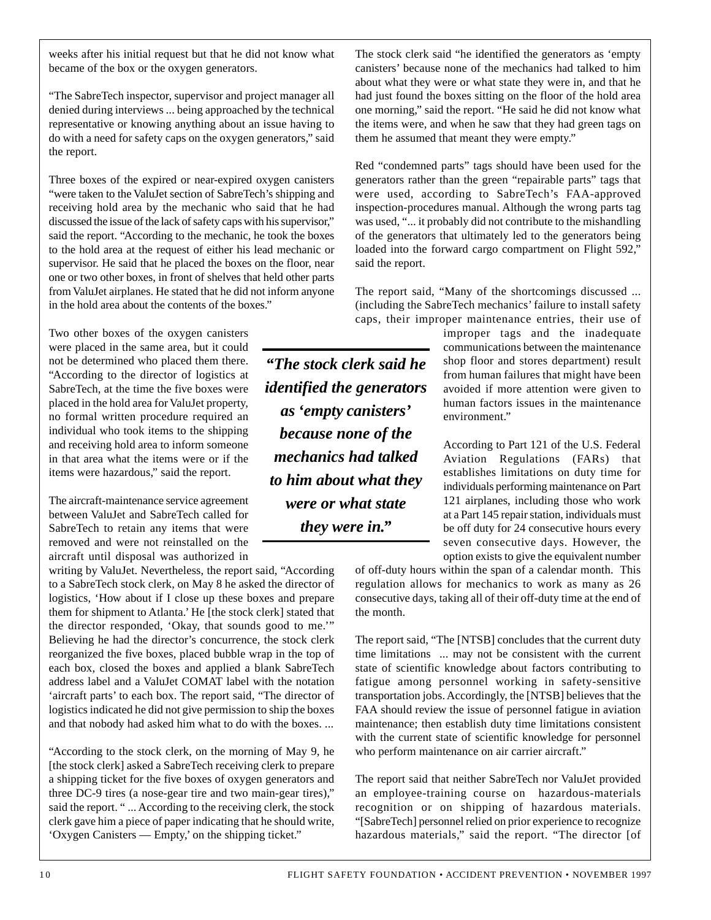weeks after his initial request but that he did not know what became of the box or the oxygen generators.

"The SabreTech inspector, supervisor and project manager all denied during interviews ... being approached by the technical representative or knowing anything about an issue having to do with a need for safety caps on the oxygen generators," said the report.

Three boxes of the expired or near-expired oxygen canisters "were taken to the ValuJet section of SabreTech's shipping and receiving hold area by the mechanic who said that he had discussed the issue of the lack of safety caps with his supervisor," said the report. "According to the mechanic, he took the boxes to the hold area at the request of either his lead mechanic or supervisor. He said that he placed the boxes on the floor, near one or two other boxes, in front of shelves that held other parts from ValuJet airplanes. He stated that he did not inform anyone in the hold area about the contents of the boxes."

Two other boxes of the oxygen canisters were placed in the same area, but it could not be determined who placed them there. "According to the director of logistics at SabreTech, at the time the five boxes were placed in the hold area for ValuJet property, no formal written procedure required an individual who took items to the shipping and receiving hold area to inform someone in that area what the items were or if the items were hazardous," said the report.

The aircraft-maintenance service agreement between ValuJet and SabreTech called for SabreTech to retain any items that were removed and were not reinstalled on the aircraft until disposal was authorized in writing by ValuJet. Nevertheless, the report said, "According to a SabreTech stock clerk, on May 8 he asked the director of logistics, 'How about if I close up these boxes and prepare them for shipment to Atlanta.' He [the stock clerk] stated that the director responded, 'Okay, that sounds good to me.'" Believing he had the director's concurrence, the stock clerk reorganized the five boxes, placed bubble wrap in the top of each box, closed the boxes and applied a blank SabreTech address label and a ValuJet COMAT label with the notation 'aircraft parts' to each box. The report said, "The director of logistics indicated he did not give permission to ship the boxes and that nobody had asked him what to do with the boxes. ...

"According to the stock clerk, on the morning of May 9, he [the stock clerk] asked a SabreTech receiving clerk to prepare a shipping ticket for the five boxes of oxygen generators and three DC-9 tires (a nose-gear tire and two main-gear tires)," said the report. " ... According to the receiving clerk, the stock clerk gave him a piece of paper indicating that he should write, 'Oxygen Canisters — Empty,' on the shipping ticket."

The stock clerk said "he identified the generators as 'empty canisters' because none of the mechanics had talked to him about what they were or what state they were in, and that he had just found the boxes sitting on the floor of the hold area one morning," said the report. "He said he did not know what the items were, and when he saw that they had green tags on them he assumed that meant they were empty."

Red "condemned parts" tags should have been used for the generators rather than the green "repairable parts" tags that were used, according to SabreTech's FAA-approved inspection-procedures manual. Although the wrong parts tag was used, "... it probably did not contribute to the mishandling of the generators that ultimately led to the generators being loaded into the forward cargo compartment on Flight 592," said the report.

The report said, "Many of the shortcomings discussed ... (including the SabreTech mechanics' failure to install safety caps, their improper maintenance entries, their use of improper tags and the inadequate communications between the maintenance shop floor and stores department) result from human failures that might have been avoided if more attention were given to human factors issues in the maintenance environment."

***"The stock clerk said he identified the generators as 'empty canisters' because none of the mechanics had talked to him about what they were or what state they were in."***

According to Part 121 of the U.S. Federal Aviation Regulations (FARs) that establishes limitations on duty time for individuals performing maintenance on Part 121 airplanes, including those who work at a Part 145 repair station, individuals must be off duty for 24 consecutive hours every seven consecutive days. However, the option exists to give the equivalent number of off-duty hours within the span of a calendar month. This regulation allows for mechanics to work as many as 26 consecutive days, taking all of their off-duty time at the end of the month.

The report said, "The [NTSB] concludes that the current duty time limitations ... may not be consistent with the current state of scientific knowledge about factors contributing to fatigue among personnel working in safety-sensitive transportation jobs. Accordingly, the [NTSB] believes that the FAA should review the issue of personnel fatigue in aviation maintenance; then establish duty time limitations consistent with the current state of scientific knowledge for personnel who perform maintenance on air carrier aircraft."

The report said that neither SabreTech nor ValuJet provided an employee-training course on hazardous-materials recognition or on shipping of hazardous materials. "[SabreTech] personnel relied on prior experience to recognize hazardous materials," said the report. "The director [of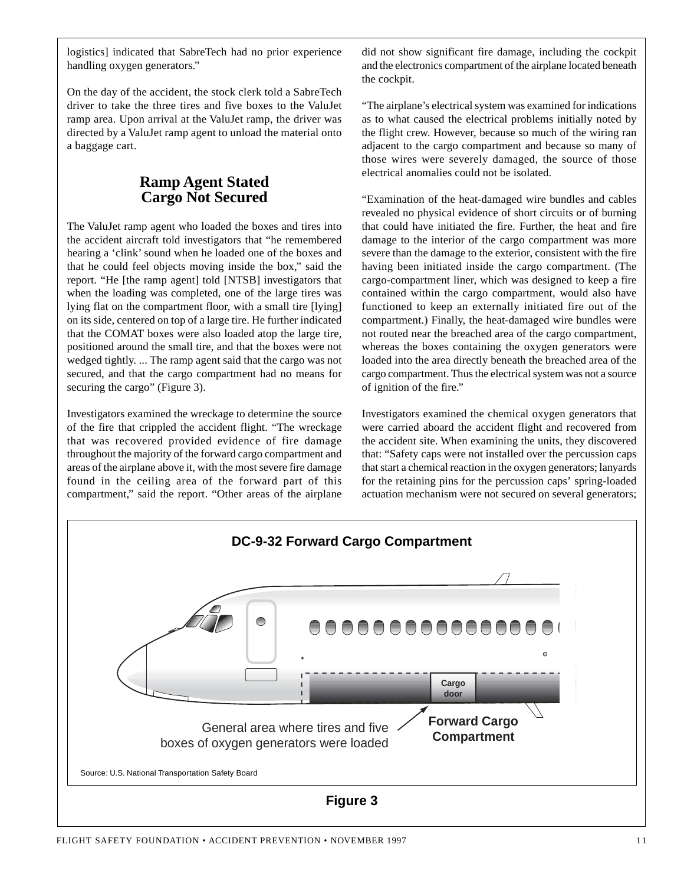logistics] indicated that SabreTech had no prior experience handling oxygen generators."

On the day of the accident, the stock clerk told a SabreTech driver to take the three tires and five boxes to the ValuJet ramp area. Upon arrival at the ValuJet ramp, the driver was directed by a ValuJet ramp agent to unload the material onto a baggage cart.

## Ramp Agent Stated Cargo Not Secured

The ValuJet ramp agent who loaded the boxes and tires into the accident aircraft told investigators that "he remembered hearing a 'clink' sound when he loaded one of the boxes and that he could feel objects moving inside the box," said the report. "He [the ramp agent] told [NTSB] investigators that when the loading was completed, one of the large tires was lying flat on the compartment floor, with a small tire [lying] on its side, centered on top of a large tire. He further indicated that the COMAT boxes were also loaded atop the large tire, positioned around the small tire, and that the boxes were not wedged tightly. ... The ramp agent said that the cargo was not secured, and that the cargo compartment had no means for securing the cargo" (Figure 3).

Investigators examined the wreckage to determine the source of the fire that crippled the accident flight. "The wreckage that was recovered provided evidence of fire damage throughout the majority of the forward cargo compartment and areas of the airplane above it, with the most severe fire damage found in the ceiling area of the forward part of this compartment," said the report. "Other areas of the airplane did not show significant fire damage, including the cockpit and the electronics compartment of the airplane located beneath the cockpit.

"The airplane's electrical system was examined for indications as to what caused the electrical problems initially noted by the flight crew. However, because so much of the wiring ran adjacent to the cargo compartment and because so many of those wires were severely damaged, the source of those electrical anomalies could not be isolated.

"Examination of the heat-damaged wire bundles and cables revealed no physical evidence of short circuits or of burning that could have initiated the fire. Further, the heat and fire damage to the interior of the cargo compartment was more severe than the damage to the exterior, consistent with the fire having been initiated inside the cargo compartment. (The cargo-compartment liner, which was designed to keep a fire contained within the cargo compartment, would also have functioned to keep an externally initiated fire out of the compartment.) Finally, the heat-damaged wire bundles were not routed near the breached area of the cargo compartment, whereas the boxes containing the oxygen generators were loaded into the area directly beneath the breached area of the cargo compartment. Thus the electrical system was not a source of ignition of the fire."

Investigators examined the chemical oxygen generators that were carried aboard the accident flight and recovered from the accident site. When examining the units, they discovered that: "Safety caps were not installed over the percussion caps that start a chemical reaction in the oxygen generators; lanyards for the retaining pins for the percussion caps' spring-loaded actuation mechanism were not secured on several generators;

**DC-9-32 Forward Cargo Compartment**

Cargo door

Forward Cargo Compartment

General area where tires and five boxes of oxygen generators were loaded

Source: U.S. National Transportation Safety Board

**Figure 3**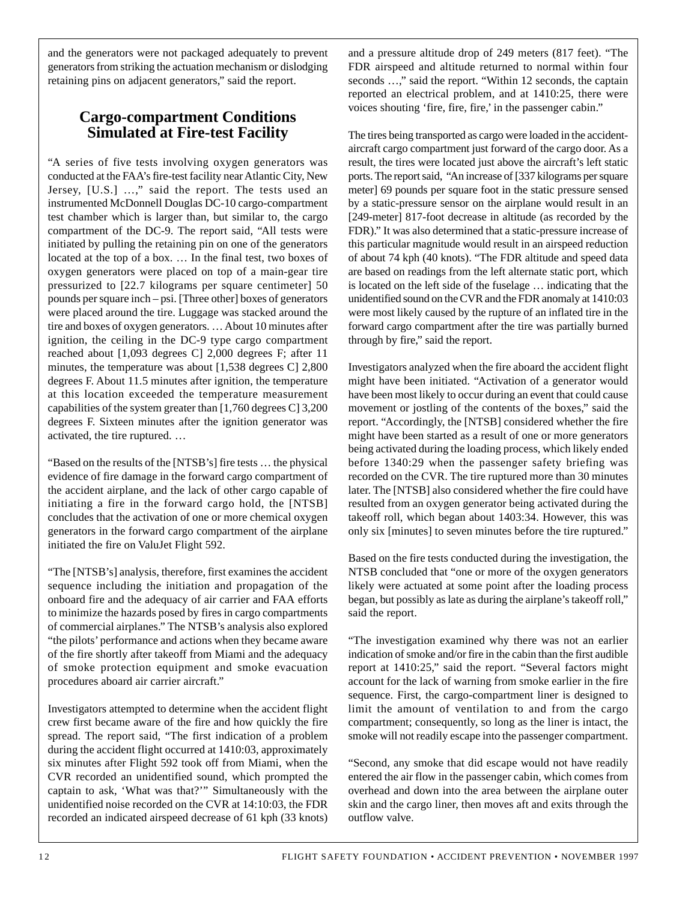and the generators were not packaged adequately to prevent generators from striking the actuation mechanism or dislodging retaining pins on adjacent generators," said the report.

## Cargo-compartment Conditions Simulated at Fire-test Facility

"A series of five tests involving oxygen generators was conducted at the FAA's fire-test facility near Atlantic City, New Jersey, [U.S.] …," said the report. The tests used an instrumented McDonnell Douglas DC-10 cargo-compartment test chamber which is larger than, but similar to, the cargo compartment of the DC-9. The report said, "All tests were initiated by pulling the retaining pin on one of the generators located at the top of a box. … In the final test, two boxes of oxygen generators were placed on top of a main-gear tire pressurized to [22.7 kilograms per square centimeter] 50 pounds per square inch – psi. [Three other] boxes of generators were placed around the tire. Luggage was stacked around the tire and boxes of oxygen generators. … About 10 minutes after ignition, the ceiling in the DC-9 type cargo compartment reached about [1,093 degrees C] 2,000 degrees F; after 11 minutes, the temperature was about [1,538 degrees C] 2,800 degrees F. About 11.5 minutes after ignition, the temperature at this location exceeded the temperature measurement capabilities of the system greater than [1,760 degrees C] 3,200 degrees F. Sixteen minutes after the ignition generator was activated, the tire ruptured. …

"Based on the results of the [NTSB's] fire tests … the physical evidence of fire damage in the forward cargo compartment of the accident airplane, and the lack of other cargo capable of initiating a fire in the forward cargo hold, the [NTSB] concludes that the activation of one or more chemical oxygen generators in the forward cargo compartment of the airplane initiated the fire on ValuJet Flight 592.

"The [NTSB's] analysis, therefore, first examines the accident sequence including the initiation and propagation of the onboard fire and the adequacy of air carrier and FAA efforts to minimize the hazards posed by fires in cargo compartments of commercial airplanes." The NTSB's analysis also explored "the pilots' performance and actions when they became aware of the fire shortly after takeoff from Miami and the adequacy of smoke protection equipment and smoke evacuation procedures aboard air carrier aircraft."

Investigators attempted to determine when the accident flight crew first became aware of the fire and how quickly the fire spread. The report said, "The first indication of a problem during the accident flight occurred at 1410:03, approximately six minutes after Flight 592 took off from Miami, when the CVR recorded an unidentified sound, which prompted the captain to ask, 'What was that?'" Simultaneously with the unidentified noise recorded on the CVR at 14:10:03, the FDR recorded an indicated airspeed decrease of 61 kph (33 knots) and a pressure altitude drop of 249 meters (817 feet). "The FDR airspeed and altitude returned to normal within four seconds …," said the report. "Within 12 seconds, the captain reported an electrical problem, and at 1410:25, there were voices shouting 'fire, fire, fire,' in the passenger cabin."

The tires being transported as cargo were loaded in the accident-aircraft cargo compartment just forward of the cargo door. As a result, the tires were located just above the aircraft's left static ports. The report said, "An increase of [337 kilograms per square meter] 69 pounds per square foot in the static pressure sensed by a static-pressure sensor on the airplane would result in an [249-meter] 817-foot decrease in altitude (as recorded by the FDR)." It was also determined that a static-pressure increase of this particular magnitude would result in an airspeed reduction of about 74 kph (40 knots). "The FDR altitude and speed data are based on readings from the left alternate static port, which is located on the left side of the fuselage … indicating that the unidentified sound on the CVR and the FDR anomaly at 1410:03 were most likely caused by the rupture of an inflated tire in the forward cargo compartment after the tire was partially burned through by fire," said the report.

Investigators analyzed when the fire aboard the accident flight might have been initiated. "Activation of a generator would have been most likely to occur during an event that could cause movement or jostling of the contents of the boxes," said the report. "Accordingly, the [NTSB] considered whether the fire might have been started as a result of one or more generators being activated during the loading process, which likely ended before 1340:29 when the passenger safety briefing was recorded on the CVR. The tire ruptured more than 30 minutes later. The [NTSB] also considered whether the fire could have resulted from an oxygen generator being activated during the takeoff roll, which began about 1403:34. However, this was only six [minutes] to seven minutes before the tire ruptured."

Based on the fire tests conducted during the investigation, the NTSB concluded that "one or more of the oxygen generators likely were actuated at some point after the loading process began, but possibly as late as during the airplane's takeoff roll," said the report.

"The investigation examined why there was not an earlier indication of smoke and/or fire in the cabin than the first audible report at 1410:25," said the report. "Several factors might account for the lack of warning from smoke earlier in the fire sequence. First, the cargo-compartment liner is designed to limit the amount of ventilation to and from the cargo compartment; consequently, so long as the liner is intact, the smoke will not readily escape into the passenger compartment.

"Second, any smoke that did escape would not have readily entered the air flow in the passenger cabin, which comes from overhead and down into the area between the airplane outer skin and the cargo liner, then moves aft and exits through the outflow valve.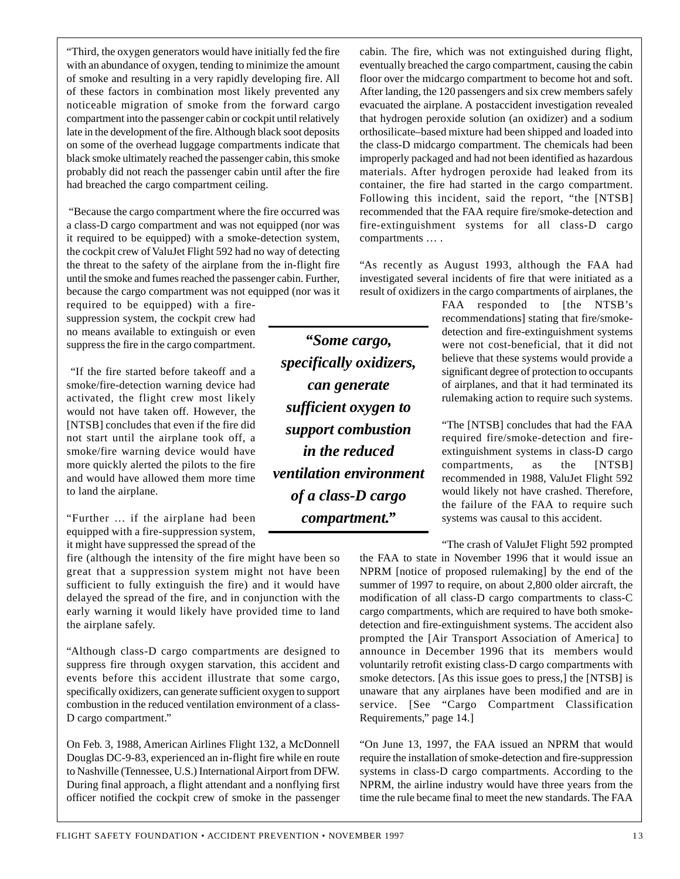"Third, the oxygen generators would have initially fed the fire with an abundance of oxygen, tending to minimize the amount of smoke and resulting in a very rapidly developing fire. All of these factors in combination most likely prevented any noticeable migration of smoke from the forward cargo compartment into the passenger cabin or cockpit until relatively late in the development of the fire. Although black soot deposits on some of the overhead luggage compartments indicate that black smoke ultimately reached the passenger cabin, this smoke probably did not reach the passenger cabin until after the fire had breached the cargo compartment ceiling.

"Because the cargo compartment where the fire occurred was a class-D cargo compartment and was not equipped (nor was it required to be equipped) with a smoke-detection system, the cockpit crew of ValuJet Flight 592 had no way of detecting the threat to the safety of the airplane from the in-flight fire until the smoke and fumes reached the passenger cabin. Further, because the cargo compartment was not equipped (nor was it required to be equipped) with a fire-suppression system, the cockpit crew had no means available to extinguish or even suppress the fire in the cargo compartment.

"If the fire started before takeoff and a smoke/fire-detection warning device had activated, the flight crew most likely would not have taken off. However, the [NTSB] concludes that even if the fire did not start until the airplane took off, a smoke/fire warning device would have more quickly alerted the pilots to the fire and would have allowed them more time to land the airplane.

"Further … if the airplane had been equipped with a fire-suppression system, it might have suppressed the spread of the fire (although the intensity of the fire might have been so great that a suppression system might not have been sufficient to fully extinguish the fire) and it would have delayed the spread of the fire, and in conjunction with the early warning it would likely have provided time to land the airplane safely.

"Although class-D cargo compartments are designed to suppress fire through oxygen starvation, this accident and events before this accident illustrate that some cargo, specifically oxidizers, can generate sufficient oxygen to support combustion in the reduced ventilation environment of a class-D cargo compartment."

On Feb. 3, 1988, American Airlines Flight 132, a McDonnell Douglas DC-9-83, experienced an in-flight fire while en route to Nashville (Tennessee, U.S.) International Airport from DFW. During final approach, a flight attendant and a nonflying first officer notified the cockpit crew of smoke in the passenger cabin. The fire, which was not extinguished during flight, eventually breached the cargo compartment, causing the cabin floor over the midcargo compartment to become hot and soft. After landing, the 120 passengers and six crew members safely evacuated the airplane. A postaccident investigation revealed that hydrogen peroxide solution (an oxidizer) and a sodium orthosilicate–based mixture had been shipped and loaded into the class-D midcargo compartment. The chemicals had been improperly packaged and had not been identified as hazardous materials. After hydrogen peroxide had leaked from its container, the fire had started in the cargo compartment. Following this incident, said the report, "the [NTSB] recommended that the FAA require fire/smoke-detection and fire-extinguishment systems for all class-D cargo compartments … .

"As recently as August 1993, although the FAA had investigated several incidents of fire that were initiated as a result of oxidizers in the cargo compartments of airplanes, the FAA responded to [the NTSB's recommendations] stating that fire/smoke-detection and fire-extinguishment systems were not cost-beneficial, that it did not believe that these systems would provide a significant degree of protection to occupants of airplanes, and that it had terminated its rulemaking action to require such systems.

"The [NTSB] concludes that had the FAA required fire/smoke-detection and fire-extinguishment systems in class-D cargo compartments, as the [NTSB] recommended in 1988, ValuJet Flight 592 would likely not have crashed. Therefore, the failure of the FAA to require such systems was causal to this accident.

"The crash of ValuJet Flight 592 prompted the FAA to state in November 1996 that it would issue an NPRM [notice of proposed rulemaking] by the end of the summer of 1997 to require, on about 2,800 older aircraft, the modification of all class-D cargo compartments to class-C cargo compartments, which are required to have both smoke-detection and fire-extinguishment systems. The accident also prompted the [Air Transport Association of America] to announce in December 1996 that its members would voluntarily retrofit existing class-D cargo compartments with smoke detectors. [As this issue goes to press,] the [NTSB] is unaware that any airplanes have been modified and are in service. [See "Cargo Compartment Classification Requirements," page 14.]

"On June 13, 1997, the FAA issued an NPRM that would require the installation of smoke-detection and fire-suppression systems in class-D cargo compartments. According to the NPRM, the airline industry would have three years from the time the rule became final to meet the new standards. The FAA

> ***"Some cargo, specifically oxidizers, can generate sufficient oxygen to support combustion in the reduced ventilation environment of a class-D cargo compartment."***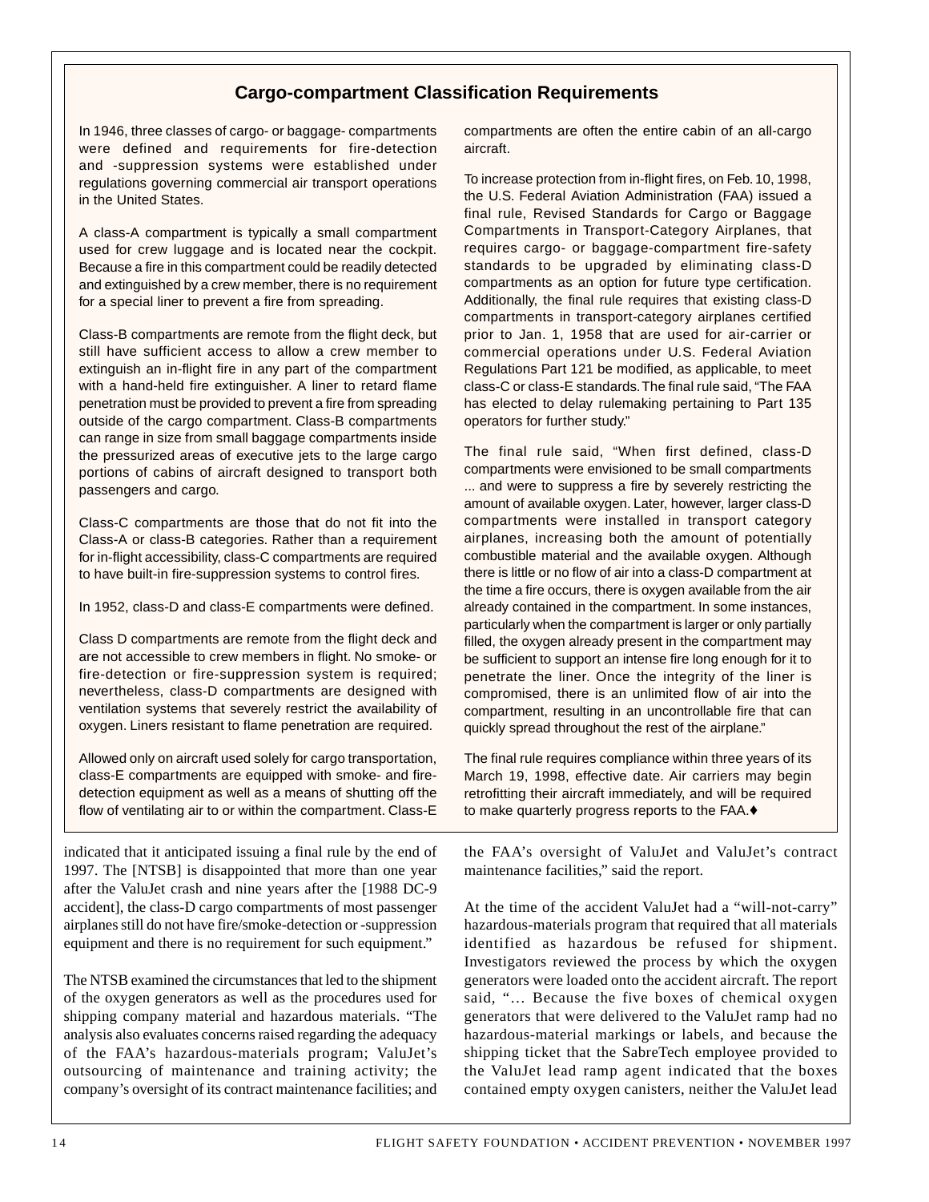## Cargo-compartment Classification Requirements

In 1946, three classes of cargo- or baggage- compartments were defined and requirements for fire-detection and -suppression systems were established under regulations governing commercial air transport operations in the United States.

A class-A compartment is typically a small compartment used for crew luggage and is located near the cockpit. Because a fire in this compartment could be readily detected and extinguished by a crew member, there is no requirement for a special liner to prevent a fire from spreading.

Class-B compartments are remote from the flight deck, but still have sufficient access to allow a crew member to extinguish an in-flight fire in any part of the compartment with a hand-held fire extinguisher. A liner to retard flame penetration must be provided to prevent a fire from spreading outside of the cargo compartment. Class-B compartments can range in size from small baggage compartments inside the pressurized areas of executive jets to the large cargo portions of cabins of aircraft designed to transport both passengers and cargo.

Class-C compartments are those that do not fit into the Class-A or class-B categories. Rather than a requirement for in-flight accessibility, class-C compartments are required to have built-in fire-suppression systems to control fires.

In 1952, class-D and class-E compartments were defined.

Class D compartments are remote from the flight deck and are not accessible to crew members in flight. No smoke- or fire-detection or fire-suppression system is required; nevertheless, class-D compartments are designed with ventilation systems that severely restrict the availability of oxygen. Liners resistant to flame penetration are required.

Allowed only on aircraft used solely for cargo transportation, class-E compartments are equipped with smoke- and fire-detection equipment as well as a means of shutting off the flow of ventilating air to or within the compartment. Class-E compartments are often the entire cabin of an all-cargo aircraft.

To increase protection from in-flight fires, on Feb. 10, 1998, the U.S. Federal Aviation Administration (FAA) issued a final rule, Revised Standards for Cargo or Baggage Compartments in Transport-Category Airplanes, that requires cargo- or baggage-compartment fire-safety standards to be upgraded by eliminating class-D compartments as an option for future type certification. Additionally, the final rule requires that existing class-D compartments in transport-category airplanes certified prior to Jan. 1, 1958 that are used for air-carrier or commercial operations under U.S. Federal Aviation Regulations Part 121 be modified, as applicable, to meet class-C or class-E standards. The final rule said, "The FAA has elected to delay rulemaking pertaining to Part 135 operators for further study."

The final rule said, "When first defined, class-D compartments were envisioned to be small compartments ... and were to suppress a fire by severely restricting the amount of available oxygen. Later, however, larger class-D compartments were installed in transport category airplanes, increasing both the amount of potentially combustible material and the available oxygen. Although there is little or no flow of air into a class-D compartment at the time a fire occurs, there is oxygen available from the air already contained in the compartment. In some instances, particularly when the compartment is larger or only partially filled, the oxygen already present in the compartment may be sufficient to support an intense fire long enough for it to penetrate the liner. Once the integrity of the liner is compromised, there is an unlimited flow of air into the compartment, resulting in an uncontrollable fire that can quickly spread throughout the rest of the airplane."

The final rule requires compliance within three years of its March 19, 1998, effective date. Air carriers may begin retrofitting their aircraft immediately, and will be required to make quarterly progress reports to the FAA.♦

---

indicated that it anticipated issuing a final rule by the end of 1997. The [NTSB] is disappointed that more than one year after the ValuJet crash and nine years after the [1988 DC-9 accident], the class-D cargo compartments of most passenger airplanes still do not have fire/smoke-detection or -suppression equipment and there is no requirement for such equipment."

The NTSB examined the circumstances that led to the shipment of the oxygen generators as well as the procedures used for shipping company material and hazardous materials. "The analysis also evaluates concerns raised regarding the adequacy of the FAA's hazardous-materials program; ValuJet's outsourcing of maintenance and training activity; the company's oversight of its contract maintenance facilities; and the FAA's oversight of ValuJet and ValuJet's contract maintenance facilities," said the report.

At the time of the accident ValuJet had a "will-not-carry" hazardous-materials program that required that all materials identified as hazardous be refused for shipment. Investigators reviewed the process by which the oxygen generators were loaded onto the accident aircraft. The report said, "… Because the five boxes of chemical oxygen generators that were delivered to the ValuJet ramp had no hazardous-material markings or labels, and because the shipping ticket that the SabreTech employee provided to the ValuJet lead ramp agent indicated that the boxes contained empty oxygen canisters, neither the ValuJet lead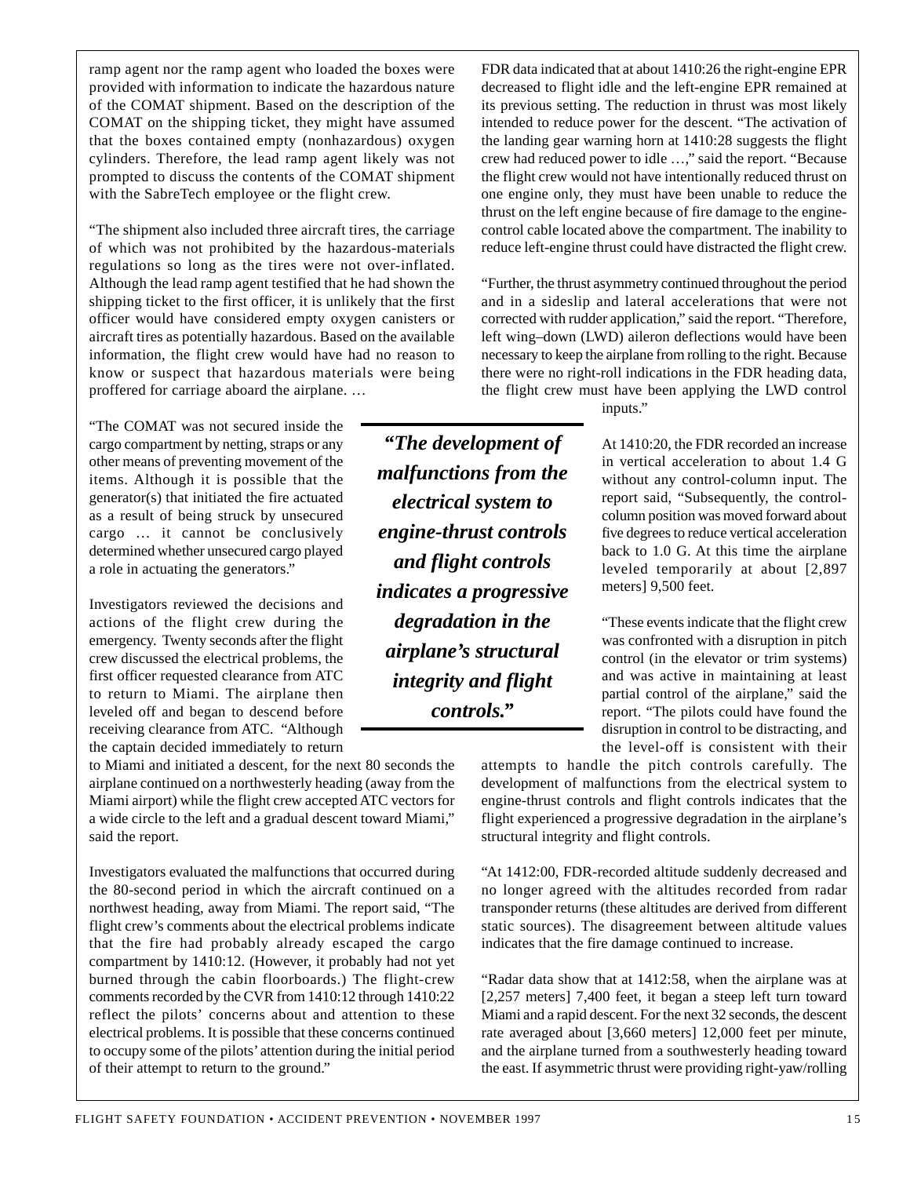ramp agent nor the ramp agent who loaded the boxes were provided with information to indicate the hazardous nature of the COMAT shipment. Based on the description of the COMAT on the shipping ticket, they might have assumed that the boxes contained empty (nonhazardous) oxygen cylinders. Therefore, the lead ramp agent likely was not prompted to discuss the contents of the COMAT shipment with the SabreTech employee or the flight crew.

"The shipment also included three aircraft tires, the carriage of which was not prohibited by the hazardous-materials regulations so long as the tires were not over-inflated. Although the lead ramp agent testified that he had shown the shipping ticket to the first officer, it is unlikely that the first officer would have considered empty oxygen canisters or aircraft tires as potentially hazardous. Based on the available information, the flight crew would have had no reason to know or suspect that hazardous materials were being proffered for carriage aboard the airplane. …

"The COMAT was not secured inside the cargo compartment by netting, straps or any other means of preventing movement of the items. Although it is possible that the generator(s) that initiated the fire actuated as a result of being struck by unsecured cargo … it cannot be conclusively determined whether unsecured cargo played a role in actuating the generators."

Investigators reviewed the decisions and actions of the flight crew during the emergency. Twenty seconds after the flight crew discussed the electrical problems, the first officer requested clearance from ATC to return to Miami. The airplane then leveled off and began to descend before receiving clearance from ATC. "Although the captain decided immediately to return to Miami and initiated a descent, for the next 80 seconds the airplane continued on a northwesterly heading (away from the Miami airport) while the flight crew accepted ATC vectors for a wide circle to the left and a gradual descent toward Miami," said the report.

Investigators evaluated the malfunctions that occurred during the 80-second period in which the aircraft continued on a northwest heading, away from Miami. The report said, "The flight crew's comments about the electrical problems indicate that the fire had probably already escaped the cargo compartment by 1410:12. (However, it probably had not yet burned through the cabin floorboards.) The flight-crew comments recorded by the CVR from 1410:12 through 1410:22 reflect the pilots' concerns about and attention to these electrical problems. It is possible that these concerns continued to occupy some of the pilots' attention during the initial period of their attempt to return to the ground."

FDR data indicated that at about 1410:26 the right-engine EPR decreased to flight idle and the left-engine EPR remained at its previous setting. The reduction in thrust was most likely intended to reduce power for the descent. "The activation of the landing gear warning horn at 1410:28 suggests the flight crew had reduced power to idle …," said the report. "Because the flight crew would not have intentionally reduced thrust on one engine only, they must have been unable to reduce the thrust on the left engine because of fire damage to the engine-control cable located above the compartment. The inability to reduce left-engine thrust could have distracted the flight crew.

"Further, the thrust asymmetry continued throughout the period and in a sideslip and lateral accelerations that were not corrected with rudder application," said the report. "Therefore, left wing–down (LWD) aileron deflections would have been necessary to keep the airplane from rolling to the right. Because there were no right-roll indications in the FDR heading data, the flight crew must have been applying the LWD control inputs."

At 1410:20, the FDR recorded an increase in vertical acceleration to about 1.4 G without any control-column input. The report said, "Subsequently, the control-column position was moved forward about five degrees to reduce vertical acceleration back to 1.0 G. At this time the airplane leveled temporarily at about [2,897 meters] 9,500 feet.

"These events indicate that the flight crew was confronted with a disruption in pitch control (in the elevator or trim systems) and was active in maintaining at least partial control of the airplane," said the report. "The pilots could have found the disruption in control to be distracting, and the level-off is consistent with their attempts to handle the pitch controls carefully. The development of malfunctions from the electrical system to engine-thrust controls and flight controls indicates that the flight experienced a progressive degradation in the airplane's structural integrity and flight controls.

***"The development of malfunctions from the electrical system to engine-thrust controls and flight controls indicates a progressive degradation in the airplane's structural integrity and flight controls."***

"At 1412:00, FDR-recorded altitude suddenly decreased and no longer agreed with the altitudes recorded from radar transponder returns (these altitudes are derived from different static sources). The disagreement between altitude values indicates that the fire damage continued to increase.

"Radar data show that at 1412:58, when the airplane was at [2,257 meters] 7,400 feet, it began a steep left turn toward Miami and a rapid descent. For the next 32 seconds, the descent rate averaged about [3,660 meters] 12,000 feet per minute, and the airplane turned from a southwesterly heading toward the east. If asymmetric thrust were providing right-yaw/rolling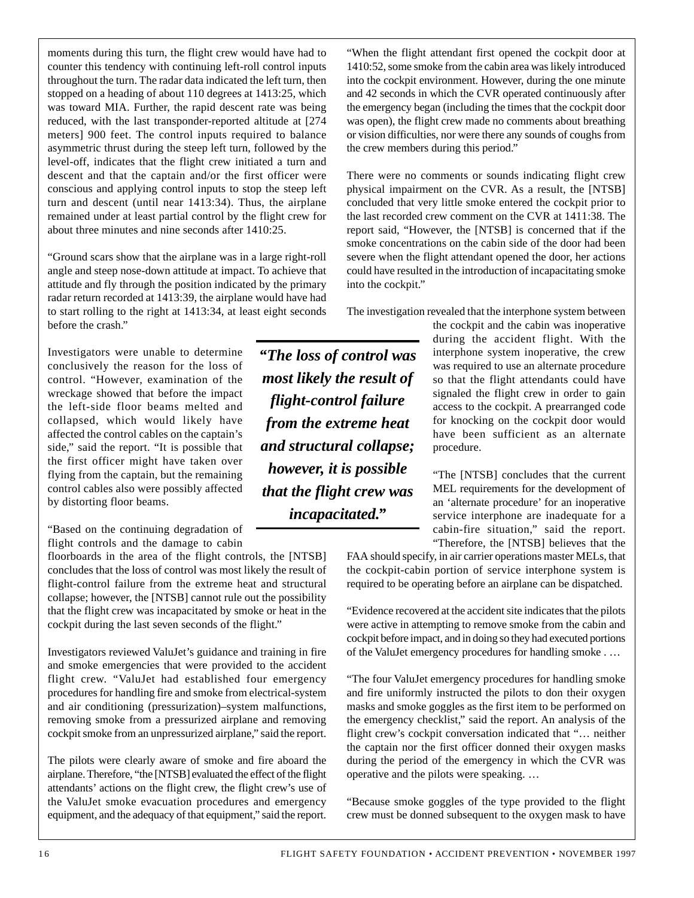moments during this turn, the flight crew would have had to counter this tendency with continuing left-roll control inputs throughout the turn. The radar data indicated the left turn, then stopped on a heading of about 110 degrees at 1413:25, which was toward MIA. Further, the rapid descent rate was being reduced, with the last transponder-reported altitude at [274 meters] 900 feet. The control inputs required to balance asymmetric thrust during the steep left turn, followed by the level-off, indicates that the flight crew initiated a turn and descent and that the captain and/or the first officer were conscious and applying control inputs to stop the steep left turn and descent (until near 1413:34). Thus, the airplane remained under at least partial control by the flight crew for about three minutes and nine seconds after 1410:25.

"Ground scars show that the airplane was in a large right-roll angle and steep nose-down attitude at impact. To achieve that attitude and fly through the position indicated by the primary radar return recorded at 1413:39, the airplane would have had to start rolling to the right at 1413:34, at least eight seconds before the crash."

Investigators were unable to determine conclusively the reason for the loss of control. "However, examination of the wreckage showed that before the impact the left-side floor beams melted and collapsed, which would likely have affected the control cables on the captain's side," said the report. "It is possible that the first officer might have taken over flying from the captain, but the remaining control cables also were possibly affected by distorting floor beams.

"Based on the continuing degradation of flight controls and the damage to cabin floorboards in the area of the flight controls, the [NTSB] concludes that the loss of control was most likely the result of flight-control failure from the extreme heat and structural collapse; however, the [NTSB] cannot rule out the possibility that the flight crew was incapacitated by smoke or heat in the cockpit during the last seven seconds of the flight."

Investigators reviewed ValuJet's guidance and training in fire and smoke emergencies that were provided to the accident flight crew. "ValuJet had established four emergency procedures for handling fire and smoke from electrical-system and air conditioning (pressurization)–system malfunctions, removing smoke from a pressurized airplane and removing cockpit smoke from an unpressurized airplane," said the report.

The pilots were clearly aware of smoke and fire aboard the airplane. Therefore, "the [NTSB] evaluated the effect of the flight attendants' actions on the flight crew, the flight crew's use of the ValuJet smoke evacuation procedures and emergency equipment, and the adequacy of that equipment," said the report.

"When the flight attendant first opened the cockpit door at 1410:52, some smoke from the cabin area was likely introduced into the cockpit environment. However, during the one minute and 42 seconds in which the CVR operated continuously after the emergency began (including the times that the cockpit door was open), the flight crew made no comments about breathing or vision difficulties, nor were there any sounds of coughs from the crew members during this period."

There were no comments or sounds indicating flight crew physical impairment on the CVR. As a result, the [NTSB] concluded that very little smoke entered the cockpit prior to the last recorded crew comment on the CVR at 1411:38. The report said, "However, the [NTSB] is concerned that if the smoke concentrations on the cabin side of the door had been severe when the flight attendant opened the door, her actions could have resulted in the introduction of incapacitating smoke into the cockpit."

The investigation revealed that the interphone system between the cockpit and the cabin was inoperative during the accident flight. With the interphone system inoperative, the crew was required to use an alternate procedure so that the flight attendants could have signaled the flight crew in order to gain access to the cockpit. A prearranged code for knocking on the cockpit door would have been sufficient as an alternate procedure.

"The [NTSB] concludes that the current MEL requirements for the development of an 'alternate procedure' for an inoperative service interphone are inadequate for a cabin-fire situation," said the report. "Therefore, the [NTSB] believes that the FAA should specify, in air carrier operations master MELs, that the cockpit-cabin portion of service interphone system is required to be operating before an airplane can be dispatched.

"Evidence recovered at the accident site indicates that the pilots were active in attempting to remove smoke from the cabin and cockpit before impact, and in doing so they had executed portions of the ValuJet emergency procedures for handling smoke . …

"The four ValuJet emergency procedures for handling smoke and fire uniformly instructed the pilots to don their oxygen masks and smoke goggles as the first item to be performed on the emergency checklist," said the report. An analysis of the flight crew's cockpit conversation indicated that "… neither the captain nor the first officer donned their oxygen masks during the period of the emergency in which the CVR was operative and the pilots were speaking. …

"Because smoke goggles of the type provided to the flight crew must be donned subsequent to the oxygen mask to have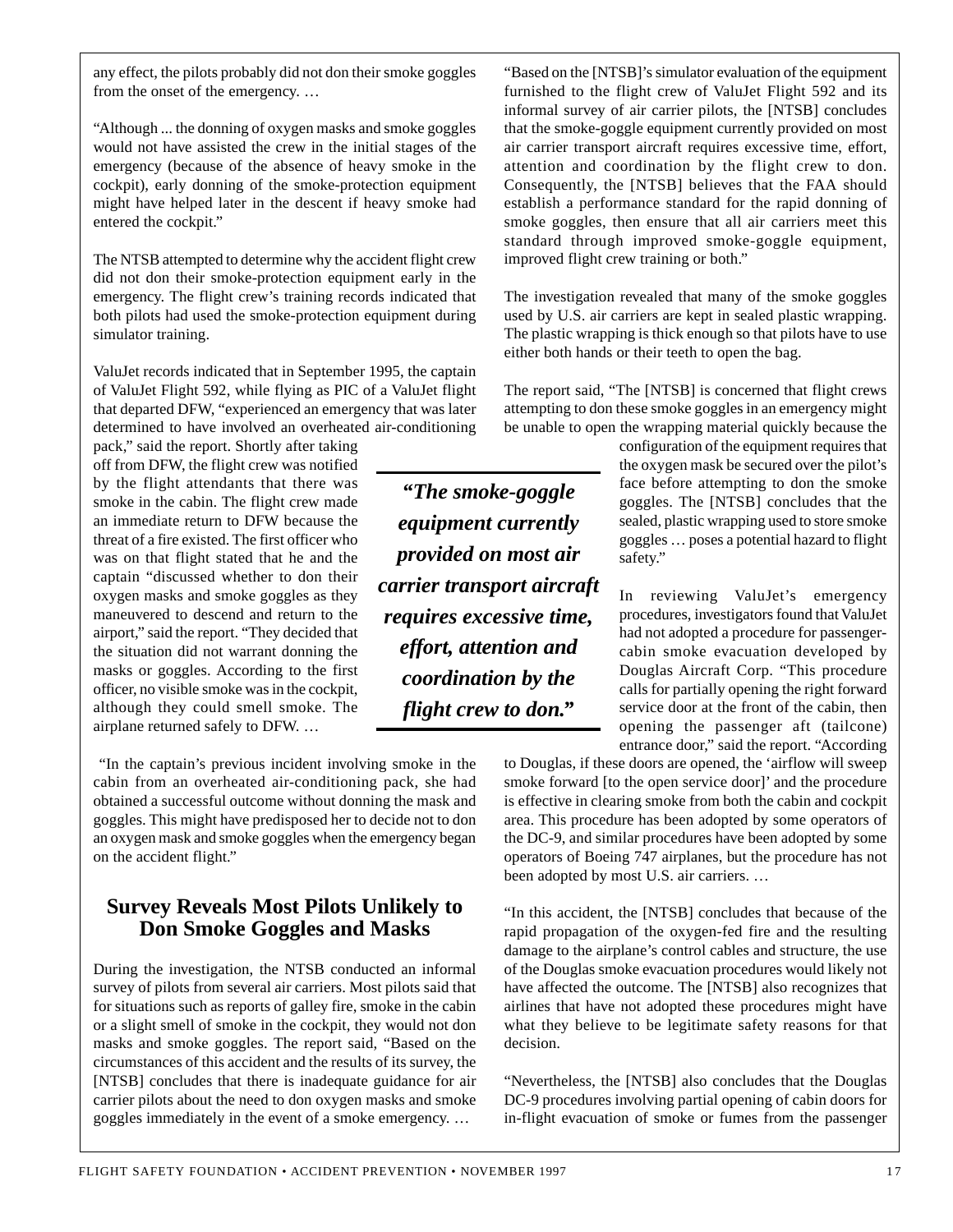any effect, the pilots probably did not don their smoke goggles from the onset of the emergency. …

"Although ... the donning of oxygen masks and smoke goggles would not have assisted the crew in the initial stages of the emergency (because of the absence of heavy smoke in the cockpit), early donning of the smoke-protection equipment might have helped later in the descent if heavy smoke had entered the cockpit."

The NTSB attempted to determine why the accident flight crew did not don their smoke-protection equipment early in the emergency. The flight crew's training records indicated that both pilots had used the smoke-protection equipment during simulator training.

ValuJet records indicated that in September 1995, the captain of ValuJet Flight 592, while flying as PIC of a ValuJet flight that departed DFW, "experienced an emergency that was later determined to have involved an overheated air-conditioning pack," said the report. Shortly after taking off from DFW, the flight crew was notified by the flight attendants that there was smoke in the cabin. The flight crew made an immediate return to DFW because the threat of a fire existed. The first officer who was on that flight stated that he and the captain "discussed whether to don their oxygen masks and smoke goggles as they maneuvered to descend and return to the airport," said the report. "They decided that the situation did not warrant donning the masks or goggles. According to the first officer, no visible smoke was in the cockpit, although they could smell smoke. The airplane returned safely to DFW. …

"In the captain's previous incident involving smoke in the cabin from an overheated air-conditioning pack, she had obtained a successful outcome without donning the mask and goggles. This might have predisposed her to decide not to don an oxygen mask and smoke goggles when the emergency began on the accident flight."

## Survey Reveals Most Pilots Unlikely to Don Smoke Goggles and Masks

During the investigation, the NTSB conducted an informal survey of pilots from several air carriers. Most pilots said that for situations such as reports of galley fire, smoke in the cabin or a slight smell of smoke in the cockpit, they would not don masks and smoke goggles. The report said, "Based on the circumstances of this accident and the results of its survey, the [NTSB] concludes that there is inadequate guidance for air carrier pilots about the need to don oxygen masks and smoke goggles immediately in the event of a smoke emergency. …

"Based on the [NTSB]'s simulator evaluation of the equipment furnished to the flight crew of ValuJet Flight 592 and its informal survey of air carrier pilots, the [NTSB] concludes that the smoke-goggle equipment currently provided on most air carrier transport aircraft requires excessive time, effort, attention and coordination by the flight crew to don. Consequently, the [NTSB] believes that the FAA should establish a performance standard for the rapid donning of smoke goggles, then ensure that all air carriers meet this standard through improved smoke-goggle equipment, improved flight crew training or both."

The investigation revealed that many of the smoke goggles used by U.S. air carriers are kept in sealed plastic wrapping. The plastic wrapping is thick enough so that pilots have to use either both hands or their teeth to open the bag.

The report said, "The [NTSB] is concerned that flight crews attempting to don these smoke goggles in an emergency might be unable to open the wrapping material quickly because the configuration of the equipment requires that the oxygen mask be secured over the pilot's face before attempting to don the smoke goggles. The [NTSB] concludes that the sealed, plastic wrapping used to store smoke goggles … poses a potential hazard to flight safety."

***"The smoke-goggle equipment currently provided on most air carrier transport aircraft requires excessive time, effort, attention and coordination by the flight crew to don."***

In reviewing ValuJet's emergency procedures, investigators found that ValuJet had not adopted a procedure for passenger-cabin smoke evacuation developed by Douglas Aircraft Corp. "This procedure calls for partially opening the right forward service door at the front of the cabin, then opening the passenger aft (tailcone) entrance door," said the report. "According to Douglas, if these doors are opened, the 'airflow will sweep smoke forward [to the open service door]' and the procedure is effective in clearing smoke from both the cabin and cockpit area. This procedure has been adopted by some operators of the DC-9, and similar procedures have been adopted by some operators of Boeing 747 airplanes, but the procedure has not been adopted by most U.S. air carriers. …

"In this accident, the [NTSB] concludes that because of the rapid propagation of the oxygen-fed fire and the resulting damage to the airplane's control cables and structure, the use of the Douglas smoke evacuation procedures would likely not have affected the outcome. The [NTSB] also recognizes that airlines that have not adopted these procedures might have what they believe to be legitimate safety reasons for that decision.

"Nevertheless, the [NTSB] also concludes that the Douglas DC-9 procedures involving partial opening of cabin doors for in-flight evacuation of smoke or fumes from the passenger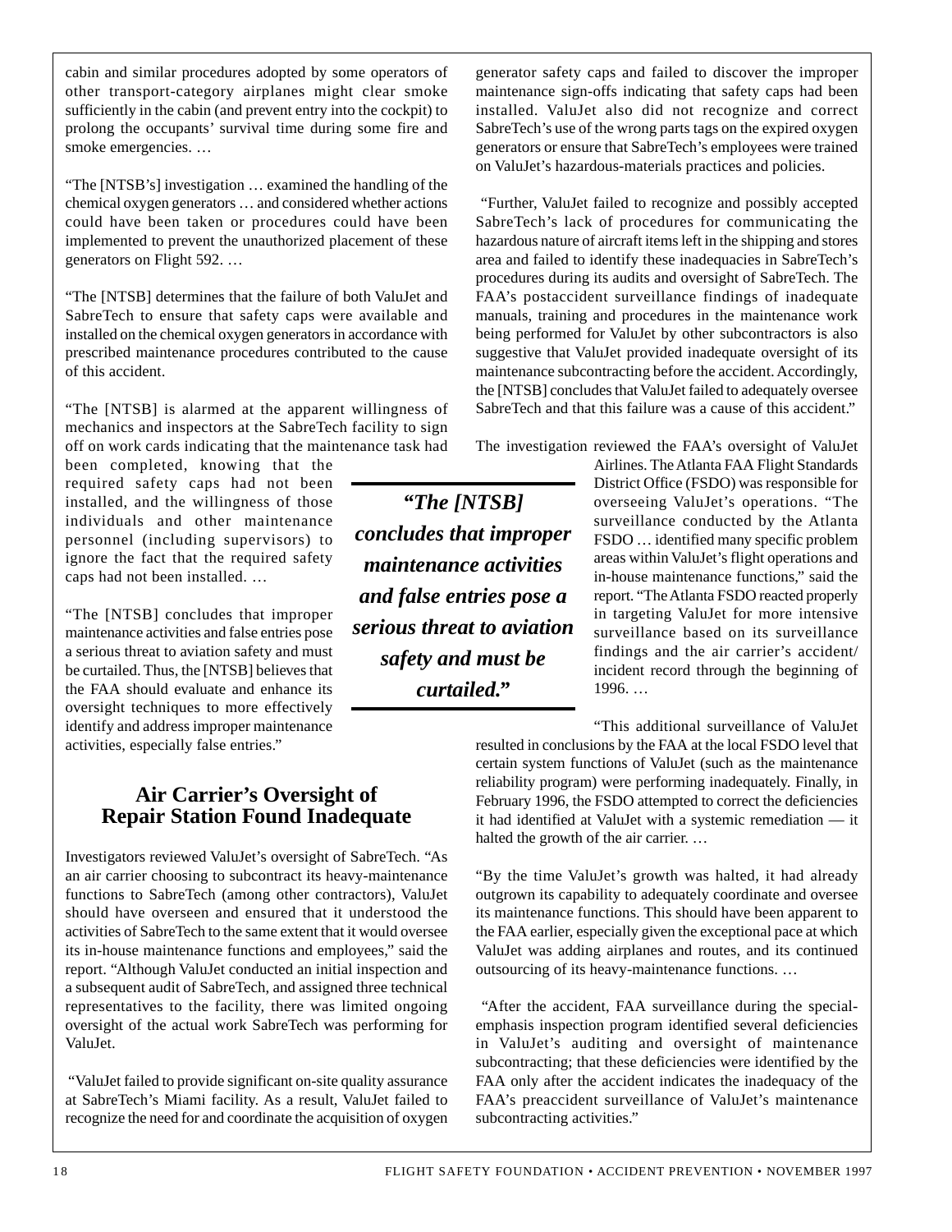cabin and similar procedures adopted by some operators of other transport-category airplanes might clear smoke sufficiently in the cabin (and prevent entry into the cockpit) to prolong the occupants' survival time during some fire and smoke emergencies. …

"The [NTSB's] investigation … examined the handling of the chemical oxygen generators … and considered whether actions could have been taken or procedures could have been implemented to prevent the unauthorized placement of these generators on Flight 592. …

"The [NTSB] determines that the failure of both ValuJet and SabreTech to ensure that safety caps were available and installed on the chemical oxygen generators in accordance with prescribed maintenance procedures contributed to the cause of this accident.

"The [NTSB] is alarmed at the apparent willingness of mechanics and inspectors at the SabreTech facility to sign off on work cards indicating that the maintenance task had been completed, knowing that the required safety caps had not been installed, and the willingness of those individuals and other maintenance personnel (including supervisors) to ignore the fact that the required safety caps had not been installed. …

"The [NTSB] concludes that improper maintenance activities and false entries pose a serious threat to aviation safety and must be curtailed. Thus, the [NTSB] believes that the FAA should evaluate and enhance its oversight techniques to more effectively identify and address improper maintenance activities, especially false entries."

***"The [NTSB] concludes that improper maintenance activities and false entries pose a serious threat to aviation safety and must be curtailed."***

## Air Carrier's Oversight of Repair Station Found Inadequate

Investigators reviewed ValuJet's oversight of SabreTech. "As an air carrier choosing to subcontract its heavy-maintenance functions to SabreTech (among other contractors), ValuJet should have overseen and ensured that it understood the activities of SabreTech to the same extent that it would oversee its in-house maintenance functions and employees," said the report. "Although ValuJet conducted an initial inspection and a subsequent audit of SabreTech, and assigned three technical representatives to the facility, there was limited ongoing oversight of the actual work SabreTech was performing for ValuJet.

"ValuJet failed to provide significant on-site quality assurance at SabreTech's Miami facility. As a result, ValuJet failed to recognize the need for and coordinate the acquisition of oxygen generator safety caps and failed to discover the improper maintenance sign-offs indicating that safety caps had been installed. ValuJet also did not recognize and correct SabreTech's use of the wrong parts tags on the expired oxygen generators or ensure that SabreTech's employees were trained on ValuJet's hazardous-materials practices and policies.

"Further, ValuJet failed to recognize and possibly accepted SabreTech's lack of procedures for communicating the hazardous nature of aircraft items left in the shipping and stores area and failed to identify these inadequacies in SabreTech's procedures during its audits and oversight of SabreTech. The FAA's postaccident surveillance findings of inadequate manuals, training and procedures in the maintenance work being performed for ValuJet by other subcontractors is also suggestive that ValuJet provided inadequate oversight of its maintenance subcontracting before the accident. Accordingly, the [NTSB] concludes that ValuJet failed to adequately oversee SabreTech and that this failure was a cause of this accident."

The investigation reviewed the FAA's oversight of ValuJet Airlines. The Atlanta FAA Flight Standards District Office (FSDO) was responsible for overseeing ValuJet's operations. "The surveillance conducted by the Atlanta FSDO … identified many specific problem areas within ValuJet's flight operations and in-house maintenance functions," said the report. "The Atlanta FSDO reacted properly in targeting ValuJet for more intensive surveillance based on its surveillance findings and the air carrier's accident/incident record through the beginning of 1996. …

"This additional surveillance of ValuJet resulted in conclusions by the FAA at the local FSDO level that certain system functions of ValuJet (such as the maintenance reliability program) were performing inadequately. Finally, in February 1996, the FSDO attempted to correct the deficiencies it had identified at ValuJet with a systemic remediation — it halted the growth of the air carrier. …

"By the time ValuJet's growth was halted, it had already outgrown its capability to adequately coordinate and oversee its maintenance functions. This should have been apparent to the FAA earlier, especially given the exceptional pace at which ValuJet was adding airplanes and routes, and its continued outsourcing of its heavy-maintenance functions. …

"After the accident, FAA surveillance during the special-emphasis inspection program identified several deficiencies in ValuJet's auditing and oversight of maintenance subcontracting; that these deficiencies were identified by the FAA only after the accident indicates the inadequacy of the FAA's preaccident surveillance of ValuJet's maintenance subcontracting activities."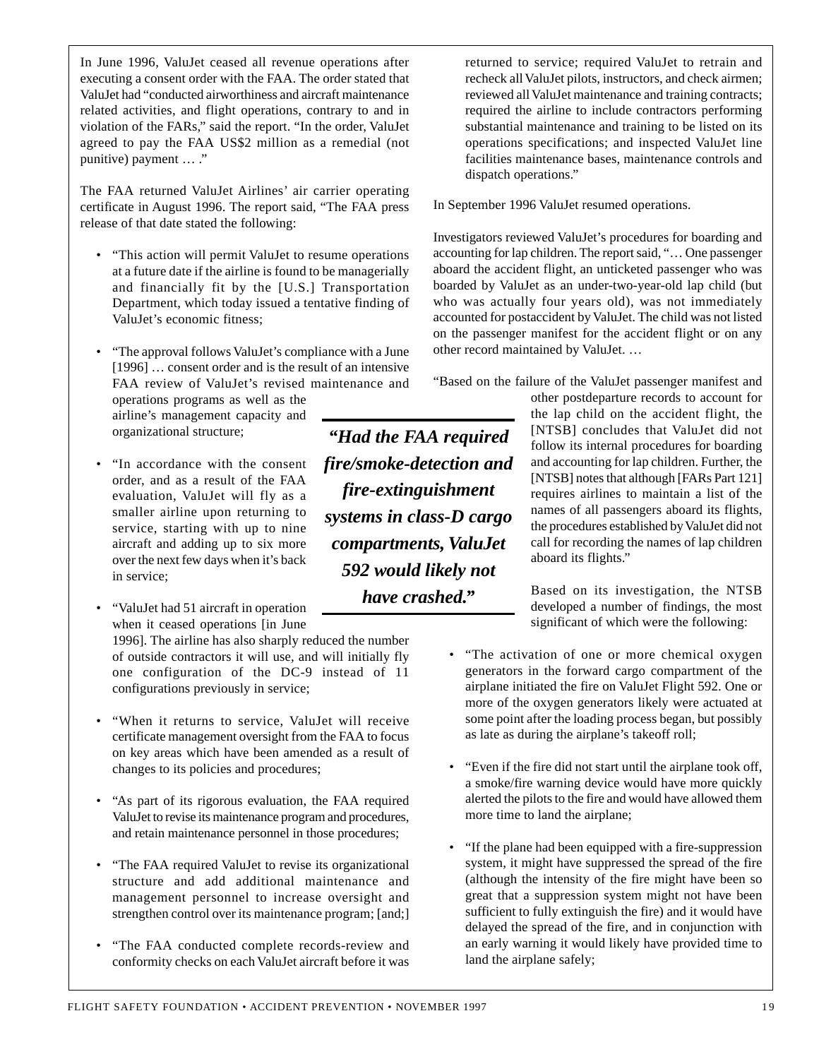In June 1996, ValuJet ceased all revenue operations after executing a consent order with the FAA. The order stated that ValuJet had "conducted airworthiness and aircraft maintenance related activities, and flight operations, contrary to and in violation of the FARs," said the report. "In the order, ValuJet agreed to pay the FAA US$2 million as a remedial (not punitive) payment … ."

The FAA returned ValuJet Airlines' air carrier operating certificate in August 1996. The report said, "The FAA press release of that date stated the following:

- "This action will permit ValuJet to resume operations at a future date if the airline is found to be managerially and financially fit by the [U.S.] Transportation Department, which today issued a tentative finding of ValuJet's economic fitness;
- "The approval follows ValuJet's compliance with a June [1996] … consent order and is the result of an intensive FAA review of ValuJet's revised maintenance and operations programs as well as the airline's management capacity and organizational structure;
- "In accordance with the consent order, and as a result of the FAA evaluation, ValuJet will fly as a smaller airline upon returning to service, starting with up to nine aircraft and adding up to six more over the next few days when it's back in service;
- "ValuJet had 51 aircraft in operation when it ceased operations [in June 1996]. The airline has also sharply reduced the number of outside contractors it will use, and will initially fly one configuration of the DC-9 instead of 11 configurations previously in service;
- "When it returns to service, ValuJet will receive certificate management oversight from the FAA to focus on key areas which have been amended as a result of changes to its policies and procedures;
- "As part of its rigorous evaluation, the FAA required ValuJet to revise its maintenance program and procedures, and retain maintenance personnel in those procedures;
- "The FAA required ValuJet to revise its organizational structure and add additional maintenance and management personnel to increase oversight and strengthen control over its maintenance program; [and;]
- "The FAA conducted complete records-review and conformity checks on each ValuJet aircraft before it was returned to service; required ValuJet to retrain and recheck all ValuJet pilots, instructors, and check airmen; reviewed all ValuJet maintenance and training contracts; required the airline to include contractors performing substantial maintenance and training to be listed on its operations specifications; and inspected ValuJet line facilities maintenance bases, maintenance controls and dispatch operations."

In September 1996 ValuJet resumed operations.

Investigators reviewed ValuJet's procedures for boarding and accounting for lap children. The report said, "… One passenger aboard the accident flight, an unticketed passenger who was boarded by ValuJet as an under-two-year-old lap child (but who was actually four years old), was not immediately accounted for postaccident by ValuJet. The child was not listed on the passenger manifest for the accident flight or on any other record maintained by ValuJet. …

"Based on the failure of the ValuJet passenger manifest and other postdeparture records to account for the lap child on the accident flight, the [NTSB] concludes that ValuJet did not follow its internal procedures for boarding and accounting for lap children. Further, the [NTSB] notes that although [FARs Part 121] requires airlines to maintain a list of the names of all passengers aboard its flights, the procedures established by ValuJet did not call for recording the names of lap children aboard its flights."

***"Had the FAA required fire/smoke-detection and fire-extinguishment systems in class-D cargo compartments, ValuJet 592 would likely not have crashed."***

Based on its investigation, the NTSB developed a number of findings, the most significant of which were the following:

- "The activation of one or more chemical oxygen generators in the forward cargo compartment of the airplane initiated the fire on ValuJet Flight 592. One or more of the oxygen generators likely were actuated at some point after the loading process began, but possibly as late as during the airplane's takeoff roll;
- "Even if the fire did not start until the airplane took off, a smoke/fire warning device would have more quickly alerted the pilots to the fire and would have allowed them more time to land the airplane;
- "If the plane had been equipped with a fire-suppression system, it might have suppressed the spread of the fire (although the intensity of the fire might have been so great that a suppression system might not have been sufficient to fully extinguish the fire) and it would have delayed the spread of the fire, and in conjunction with an early warning it would likely have provided time to land the airplane safely;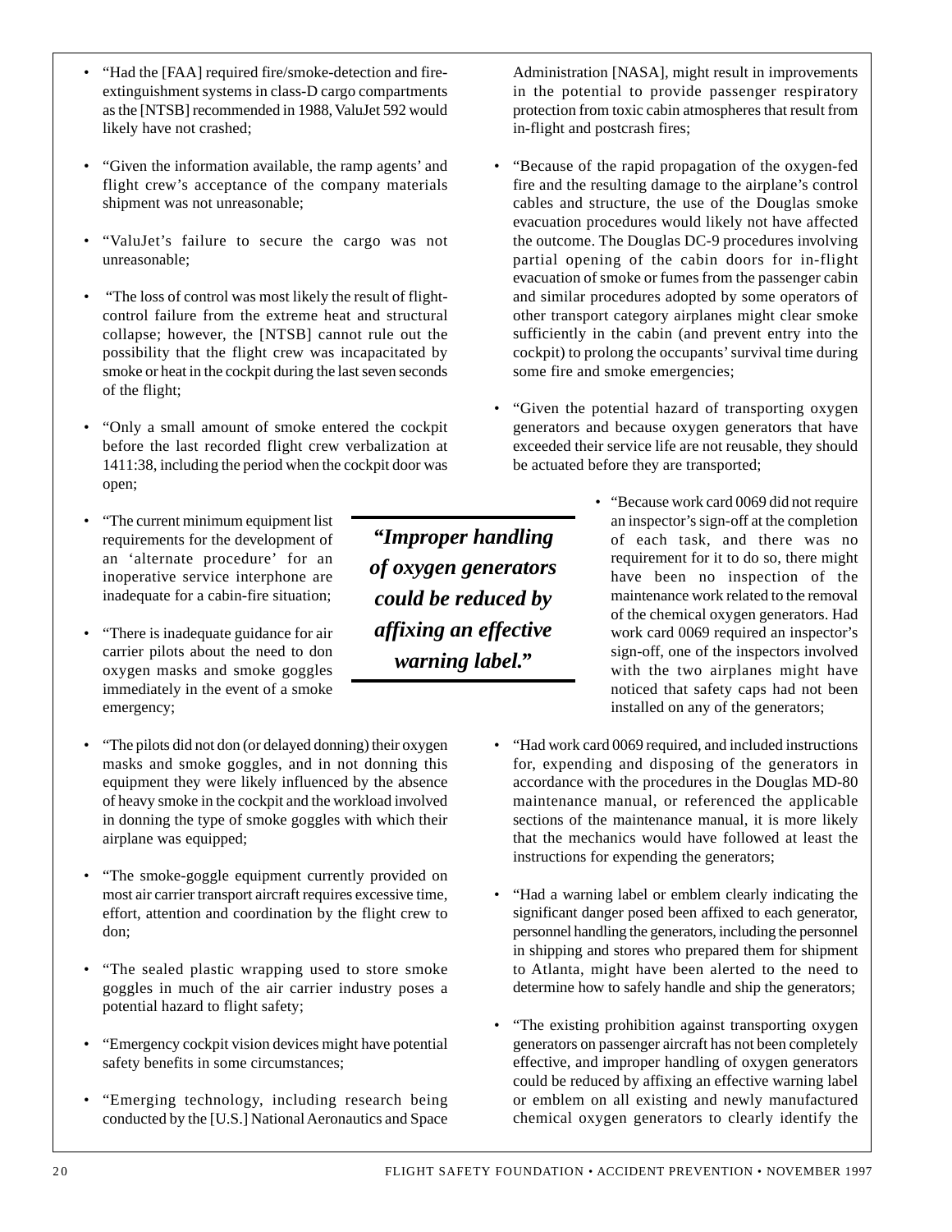- "Had the [FAA] required fire/smoke-detection and fire-extinguishment systems in class-D cargo compartments as the [NTSB] recommended in 1988, ValuJet 592 would likely have not crashed;

- "Given the information available, the ramp agents' and flight crew's acceptance of the company materials shipment was not unreasonable;

- "ValuJet's failure to secure the cargo was not unreasonable;

- "The loss of control was most likely the result of flight-control failure from the extreme heat and structural collapse; however, the [NTSB] cannot rule out the possibility that the flight crew was incapacitated by smoke or heat in the cockpit during the last seven seconds of the flight;

- "Only a small amount of smoke entered the cockpit before the last recorded flight crew verbalization at 1411:38, including the period when the cockpit door was open;

- "The current minimum equipment list requirements for the development of an 'alternate procedure' for an inoperative service interphone are inadequate for a cabin-fire situation;

- "There is inadequate guidance for air carrier pilots about the need to don oxygen masks and smoke goggles immediately in the event of a smoke emergency;

- "The pilots did not don (or delayed donning) their oxygen masks and smoke goggles, and in not donning this equipment they were likely influenced by the absence of heavy smoke in the cockpit and the workload involved in donning the type of smoke goggles with which their airplane was equipped;

- "The smoke-goggle equipment currently provided on most air carrier transport aircraft requires excessive time, effort, attention and coordination by the flight crew to don;

- "The sealed plastic wrapping used to store smoke goggles in much of the air carrier industry poses a potential hazard to flight safety;

- "Emergency cockpit vision devices might have potential safety benefits in some circumstances;

- "Emerging technology, including research being conducted by the [U.S.] National Aeronautics and Space Administration [NASA], might result in improvements in the potential to provide passenger respiratory protection from toxic cabin atmospheres that result from in-flight and postcrash fires;

- "Because of the rapid propagation of the oxygen-fed fire and the resulting damage to the airplane's control cables and structure, the use of the Douglas smoke evacuation procedures would likely not have affected the outcome. The Douglas DC-9 procedures involving partial opening of the cabin doors for in-flight evacuation of smoke or fumes from the passenger cabin and similar procedures adopted by some operators of other transport category airplanes might clear smoke sufficiently in the cabin (and prevent entry into the cockpit) to prolong the occupants' survival time during some fire and smoke emergencies;

- "Given the potential hazard of transporting oxygen generators and because oxygen generators that have exceeded their service life are not reusable, they should be actuated before they are transported;

- "Because work card 0069 did not require an inspector's sign-off at the completion of each task, and there was no requirement for it to do so, there might have been no inspection of the maintenance work related to the removal of the chemical oxygen generators. Had work card 0069 required an inspector's sign-off, one of the inspectors involved with the two airplanes might have noticed that safety caps had not been installed on any of the generators;

- "Had work card 0069 required, and included instructions for, expending and disposing of the generators in accordance with the procedures in the Douglas MD-80 maintenance manual, or referenced the applicable sections of the maintenance manual, it is more likely that the mechanics would have followed at least the instructions for expending the generators;

- "Had a warning label or emblem clearly indicating the significant danger posed been affixed to each generator, personnel handling the generators, including the personnel in shipping and stores who prepared them for shipment to Atlanta, might have been alerted to the need to determine how to safely handle and ship the generators;

- "The existing prohibition against transporting oxygen generators on passenger aircraft has not been completely effective, and improper handling of oxygen generators could be reduced by affixing an effective warning label or emblem on all existing and newly manufactured chemical oxygen generators to clearly identify the

***"Improper handling of oxygen generators could be reduced by affixing an effective warning label."***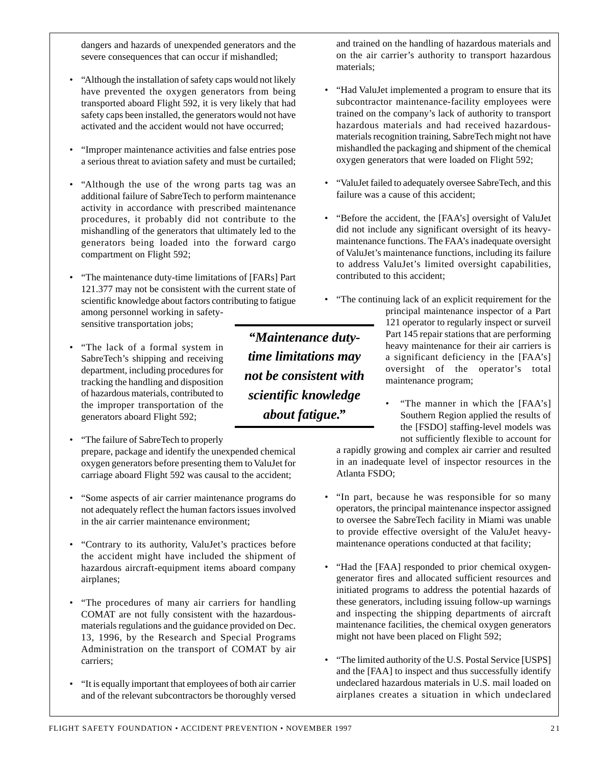dangers and hazards of unexpended generators and the severe consequences that can occur if mishandled;

- "Although the installation of safety caps would not likely have prevented the oxygen generators from being transported aboard Flight 592, it is very likely that had safety caps been installed, the generators would not have activated and the accident would not have occurred;

- "Improper maintenance activities and false entries pose a serious threat to aviation safety and must be curtailed;

- "Although the use of the wrong parts tag was an additional failure of SabreTech to perform maintenance activity in accordance with prescribed maintenance procedures, it probably did not contribute to the mishandling of the generators that ultimately led to the generators being loaded into the forward cargo compartment on Flight 592;

- "The maintenance duty-time limitations of [FARs] Part 121.377 may not be consistent with the current state of scientific knowledge about factors contributing to fatigue among personnel working in safety-sensitive transportation jobs;

- "The lack of a formal system in SabreTech's shipping and receiving department, including procedures for tracking the handling and disposition of hazardous materials, contributed to the improper transportation of the generators aboard Flight 592;

- "The failure of SabreTech to properly prepare, package and identify the unexpended chemical oxygen generators before presenting them to ValuJet for carriage aboard Flight 592 was causal to the accident;

- "Some aspects of air carrier maintenance programs do not adequately reflect the human factors issues involved in the air carrier maintenance environment;

- "Contrary to its authority, ValuJet's practices before the accident might have included the shipment of hazardous aircraft-equipment items aboard company airplanes;

- "The procedures of many air carriers for handling COMAT are not fully consistent with the hazardous-materials regulations and the guidance provided on Dec. 13, 1996, by the Research and Special Programs Administration on the transport of COMAT by air carriers;

- "It is equally important that employees of both air carrier and of the relevant subcontractors be thoroughly versed and trained on the handling of hazardous materials and on the air carrier's authority to transport hazardous materials;

- "Had ValuJet implemented a program to ensure that its subcontractor maintenance-facility employees were trained on the company's lack of authority to transport hazardous materials and had received hazardous-materials recognition training, SabreTech might not have mishandled the packaging and shipment of the chemical oxygen generators that were loaded on Flight 592;

- "ValuJet failed to adequately oversee SabreTech, and this failure was a cause of this accident;

- "Before the accident, the [FAA's] oversight of ValuJet did not include any significant oversight of its heavy-maintenance functions. The FAA's inadequate oversight of ValuJet's maintenance functions, including its failure to address ValuJet's limited oversight capabilities, contributed to this accident;

- "The continuing lack of an explicit requirement for the principal maintenance inspector of a Part 121 operator to regularly inspect or surveil Part 145 repair stations that are performing heavy maintenance for their air carriers is a significant deficiency in the [FAA's] oversight of the operator's total maintenance program;

- "The manner in which the [FAA's] Southern Region applied the results of the [FSDO] staffing-level models was not sufficiently flexible to account for a rapidly growing and complex air carrier and resulted in an inadequate level of inspector resources in the Atlanta FSDO;

- "In part, because he was responsible for so many operators, the principal maintenance inspector assigned to oversee the SabreTech facility in Miami was unable to provide effective oversight of the ValuJet heavy-maintenance operations conducted at that facility;

- "Had the [FAA] responded to prior chemical oxygen-generator fires and allocated sufficient resources and initiated programs to address the potential hazards of these generators, including issuing follow-up warnings and inspecting the shipping departments of aircraft maintenance facilities, the chemical oxygen generators might not have been placed on Flight 592;

- "The limited authority of the U.S. Postal Service [USPS] and the [FAA] to inspect and thus successfully identify undeclared hazardous materials in U.S. mail loaded on airplanes creates a situation in which undeclared

***"Maintenance duty-time limitations may not be consistent with scientific knowledge about fatigue."***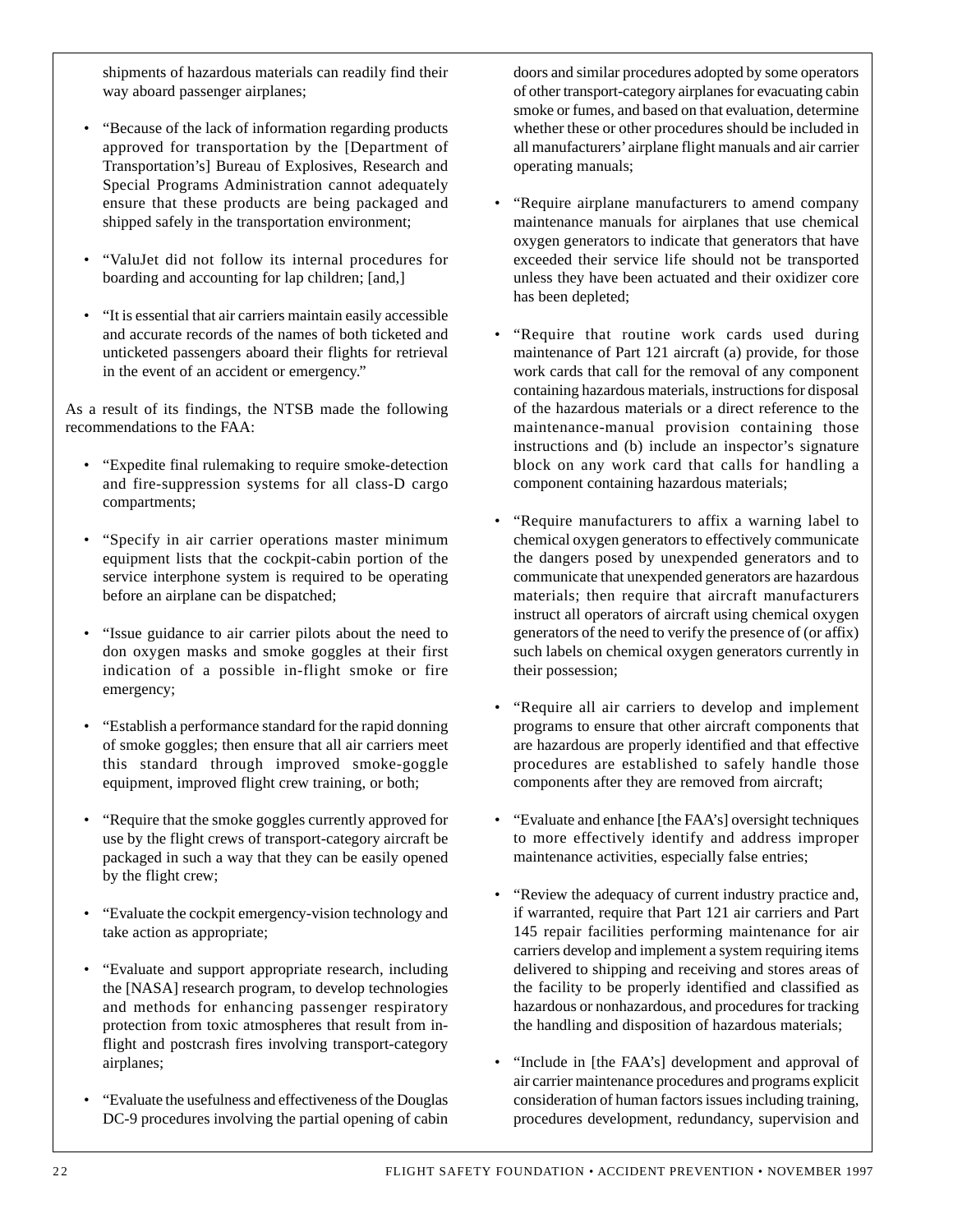shipments of hazardous materials can readily find their way aboard passenger airplanes;

- "Because of the lack of information regarding products approved for transportation by the [Department of Transportation's] Bureau of Explosives, Research and Special Programs Administration cannot adequately ensure that these products are being packaged and shipped safely in the transportation environment;
- "ValuJet did not follow its internal procedures for boarding and accounting for lap children; [and,]
- "It is essential that air carriers maintain easily accessible and accurate records of the names of both ticketed and unticketed passengers aboard their flights for retrieval in the event of an accident or emergency."

As a result of its findings, the NTSB made the following recommendations to the FAA:

- "Expedite final rulemaking to require smoke-detection and fire-suppression systems for all class-D cargo compartments;
- "Specify in air carrier operations master minimum equipment lists that the cockpit-cabin portion of the service interphone system is required to be operating before an airplane can be dispatched;
- "Issue guidance to air carrier pilots about the need to don oxygen masks and smoke goggles at their first indication of a possible in-flight smoke or fire emergency;
- "Establish a performance standard for the rapid donning of smoke goggles; then ensure that all air carriers meet this standard through improved smoke-goggle equipment, improved flight crew training, or both;
- "Require that the smoke goggles currently approved for use by the flight crews of transport-category aircraft be packaged in such a way that they can be easily opened by the flight crew;
- "Evaluate the cockpit emergency-vision technology and take action as appropriate;
- "Evaluate and support appropriate research, including the [NASA] research program, to develop technologies and methods for enhancing passenger respiratory protection from toxic atmospheres that result from in-flight and postcrash fires involving transport-category airplanes;
- "Evaluate the usefulness and effectiveness of the Douglas DC-9 procedures involving the partial opening of cabin doors and similar procedures adopted by some operators of other transport-category airplanes for evacuating cabin smoke or fumes, and based on that evaluation, determine whether these or other procedures should be included in all manufacturers' airplane flight manuals and air carrier operating manuals;
- "Require airplane manufacturers to amend company maintenance manuals for airplanes that use chemical oxygen generators to indicate that generators that have exceeded their service life should not be transported unless they have been actuated and their oxidizer core has been depleted;
- "Require that routine work cards used during maintenance of Part 121 aircraft (a) provide, for those work cards that call for the removal of any component containing hazardous materials, instructions for disposal of the hazardous materials or a direct reference to the maintenance-manual provision containing those instructions and (b) include an inspector's signature block on any work card that calls for handling a component containing hazardous materials;
- "Require manufacturers to affix a warning label to chemical oxygen generators to effectively communicate the dangers posed by unexpended generators and to communicate that unexpended generators are hazardous materials; then require that aircraft manufacturers instruct all operators of aircraft using chemical oxygen generators of the need to verify the presence of (or affix) such labels on chemical oxygen generators currently in their possession;
- "Require all air carriers to develop and implement programs to ensure that other aircraft components that are hazardous are properly identified and that effective procedures are established to safely handle those components after they are removed from aircraft;
- "Evaluate and enhance [the FAA's] oversight techniques to more effectively identify and address improper maintenance activities, especially false entries;
- "Review the adequacy of current industry practice and, if warranted, require that Part 121 air carriers and Part 145 repair facilities performing maintenance for air carriers develop and implement a system requiring items delivered to shipping and receiving and stores areas of the facility to be properly identified and classified as hazardous or nonhazardous, and procedures for tracking the handling and disposition of hazardous materials;
- "Include in [the FAA's] development and approval of air carrier maintenance procedures and programs explicit consideration of human factors issues including training, procedures development, redundancy, supervision and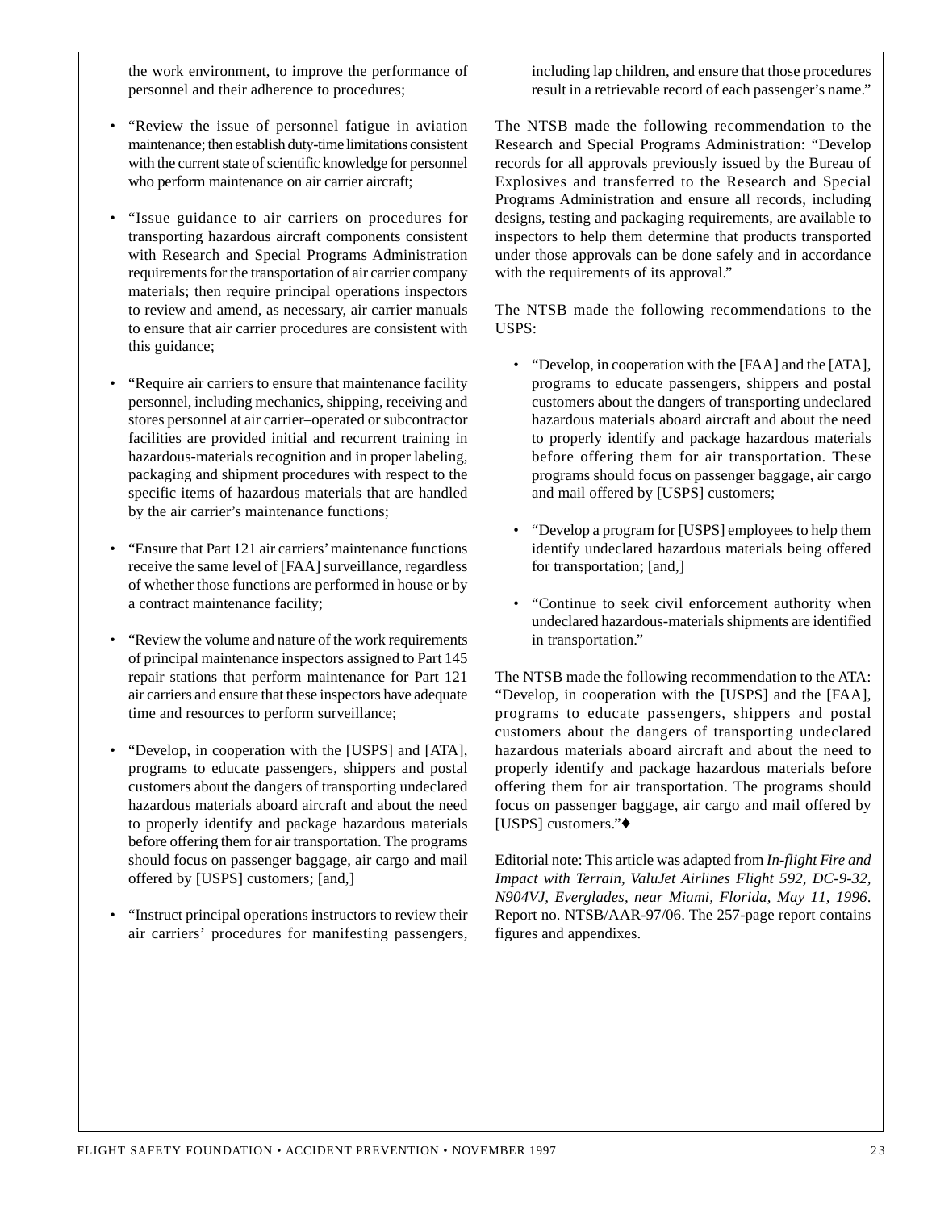the work environment, to improve the performance of personnel and their adherence to procedures;

- "Review the issue of personnel fatigue in aviation maintenance; then establish duty-time limitations consistent with the current state of scientific knowledge for personnel who perform maintenance on air carrier aircraft;
- "Issue guidance to air carriers on procedures for transporting hazardous aircraft components consistent with Research and Special Programs Administration requirements for the transportation of air carrier company materials; then require principal operations inspectors to review and amend, as necessary, air carrier manuals to ensure that air carrier procedures are consistent with this guidance;
- "Require air carriers to ensure that maintenance facility personnel, including mechanics, shipping, receiving and stores personnel at air carrier–operated or subcontractor facilities are provided initial and recurrent training in hazardous-materials recognition and in proper labeling, packaging and shipment procedures with respect to the specific items of hazardous materials that are handled by the air carrier's maintenance functions;
- "Ensure that Part 121 air carriers' maintenance functions receive the same level of [FAA] surveillance, regardless of whether those functions are performed in house or by a contract maintenance facility;
- "Review the volume and nature of the work requirements of principal maintenance inspectors assigned to Part 145 repair stations that perform maintenance for Part 121 air carriers and ensure that these inspectors have adequate time and resources to perform surveillance;
- "Develop, in cooperation with the [USPS] and [ATA], programs to educate passengers, shippers and postal customers about the dangers of transporting undeclared hazardous materials aboard aircraft and about the need to properly identify and package hazardous materials before offering them for air transportation. The programs should focus on passenger baggage, air cargo and mail offered by [USPS] customers; [and,]
- "Instruct principal operations instructors to review their air carriers' procedures for manifesting passengers, including lap children, and ensure that those procedures result in a retrievable record of each passenger's name."

The NTSB made the following recommendation to the Research and Special Programs Administration: "Develop records for all approvals previously issued by the Bureau of Explosives and transferred to the Research and Special Programs Administration and ensure all records, including designs, testing and packaging requirements, are available to inspectors to help them determine that products transported under those approvals can be done safely and in accordance with the requirements of its approval."

The NTSB made the following recommendations to the USPS:

- "Develop, in cooperation with the [FAA] and the [ATA], programs to educate passengers, shippers and postal customers about the dangers of transporting undeclared hazardous materials aboard aircraft and about the need to properly identify and package hazardous materials before offering them for air transportation. These programs should focus on passenger baggage, air cargo and mail offered by [USPS] customers;
- "Develop a program for [USPS] employees to help them identify undeclared hazardous materials being offered for transportation; [and,]
- "Continue to seek civil enforcement authority when undeclared hazardous-materials shipments are identified in transportation."

The NTSB made the following recommendation to the ATA: "Develop, in cooperation with the [USPS] and the [FAA], programs to educate passengers, shippers and postal customers about the dangers of transporting undeclared hazardous materials aboard aircraft and about the need to properly identify and package hazardous materials before offering them for air transportation. The programs should focus on passenger baggage, air cargo and mail offered by [USPS] customers."♦

Editorial note: This article was adapted from *In-flight Fire and Impact with Terrain, ValuJet Airlines Flight 592, DC-9-32, N904VJ, Everglades, near Miami, Florida, May 11, 1996*. Report no. NTSB/AAR-97/06. The 257-page report contains figures and appendixes.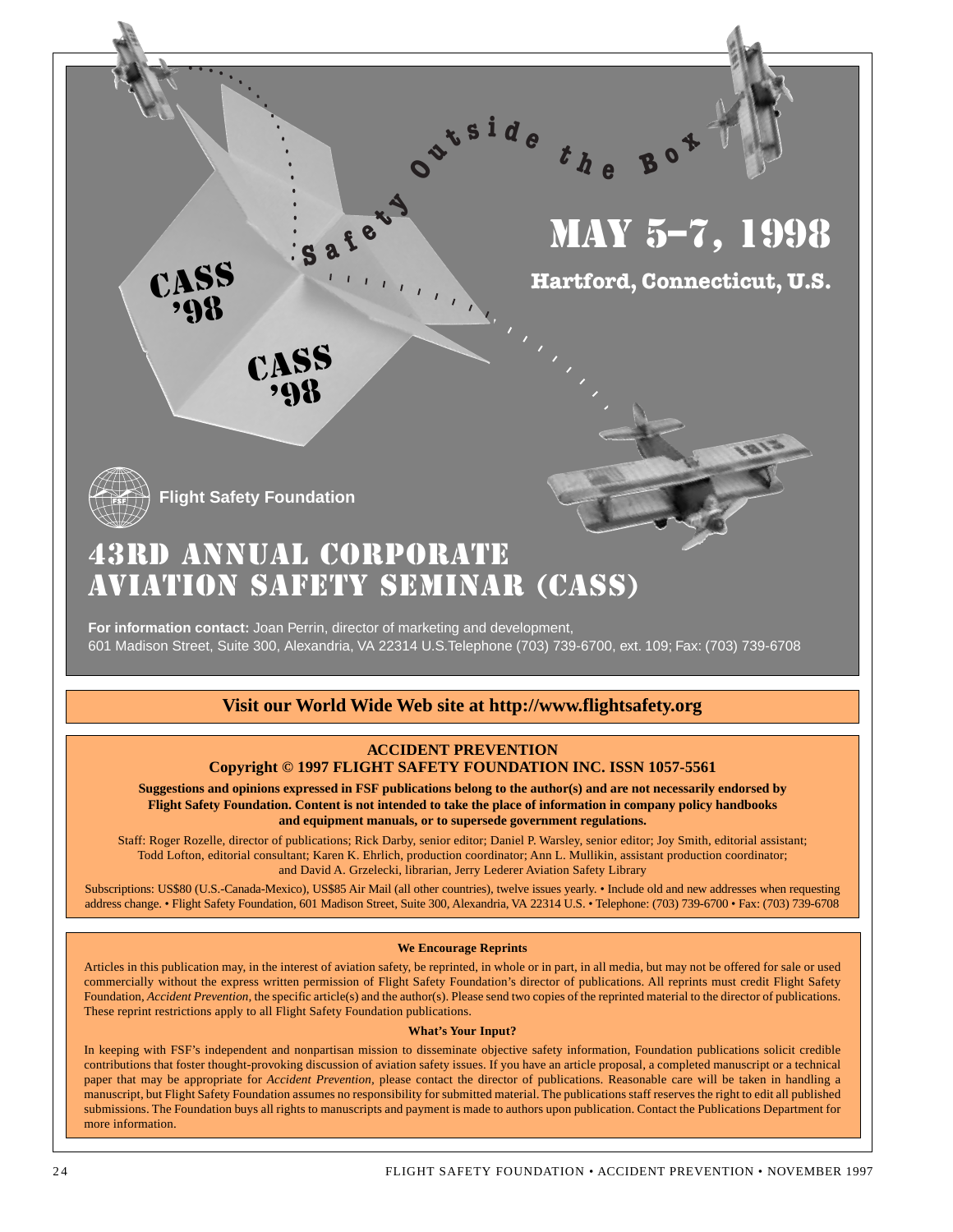Safety Outside the Box

CASS '98

CASS '98

# MAY 5–7, 1998

**Hartford, Connecticut, U.S.**

**Flight Safety Foundation**

# 43RD ANNUAL CORPORATE AVIATION SAFETY SEMINAR (CASS)

**For information contact:** Joan Perrin, director of marketing and development, 601 Madison Street, Suite 300, Alexandria, VA 22314 U.S.Telephone (703) 739-6700, ext. 109; Fax: (703) 739-6708

**Visit our World Wide Web site at http://www.flightsafety.org**

**ACCIDENT PREVENTION**
**Copyright © 1997 FLIGHT SAFETY FOUNDATION INC. ISSN 1057-5561**

**Suggestions and opinions expressed in FSF publications belong to the author(s) and are not necessarily endorsed by Flight Safety Foundation. Content is not intended to take the place of information in company policy handbooks and equipment manuals, or to supersede government regulations.**

Staff: Roger Rozelle, director of publications; Rick Darby, senior editor; Daniel P. Warsley, senior editor; Joy Smith, editorial assistant; Todd Lofton, editorial consultant; Karen K. Ehrlich, production coordinator; Ann L. Mullikin, assistant production coordinator; and David A. Grzelecki, librarian, Jerry Lederer Aviation Safety Library

Subscriptions: US$80 (U.S.-Canada-Mexico), US$85 Air Mail (all other countries), twelve issues yearly. • Include old and new addresses when requesting address change. • Flight Safety Foundation, 601 Madison Street, Suite 300, Alexandria, VA 22314 U.S. • Telephone: (703) 739-6700 • Fax: (703) 739-6708

**We Encourage Reprints**

Articles in this publication may, in the interest of aviation safety, be reprinted, in whole or in part, in all media, but may not be offered for sale or used commercially without the express written permission of Flight Safety Foundation's director of publications. All reprints must credit Flight Safety Foundation, *Accident Prevention*, the specific article(s) and the author(s). Please send two copies of the reprinted material to the director of publications. These reprint restrictions apply to all Flight Safety Foundation publications.

**What's Your Input?**

In keeping with FSF's independent and nonpartisan mission to disseminate objective safety information, Foundation publications solicit credible contributions that foster thought-provoking discussion of aviation safety issues. If you have an article proposal, a completed manuscript or a technical paper that may be appropriate for *Accident Prevention*, please contact the director of publications. Reasonable care will be taken in handling a manuscript, but Flight Safety Foundation assumes no responsibility for submitted material. The publications staff reserves the right to edit all published submissions. The Foundation buys all rights to manuscripts and payment is made to authors upon publication. Contact the Publications Department for more information.